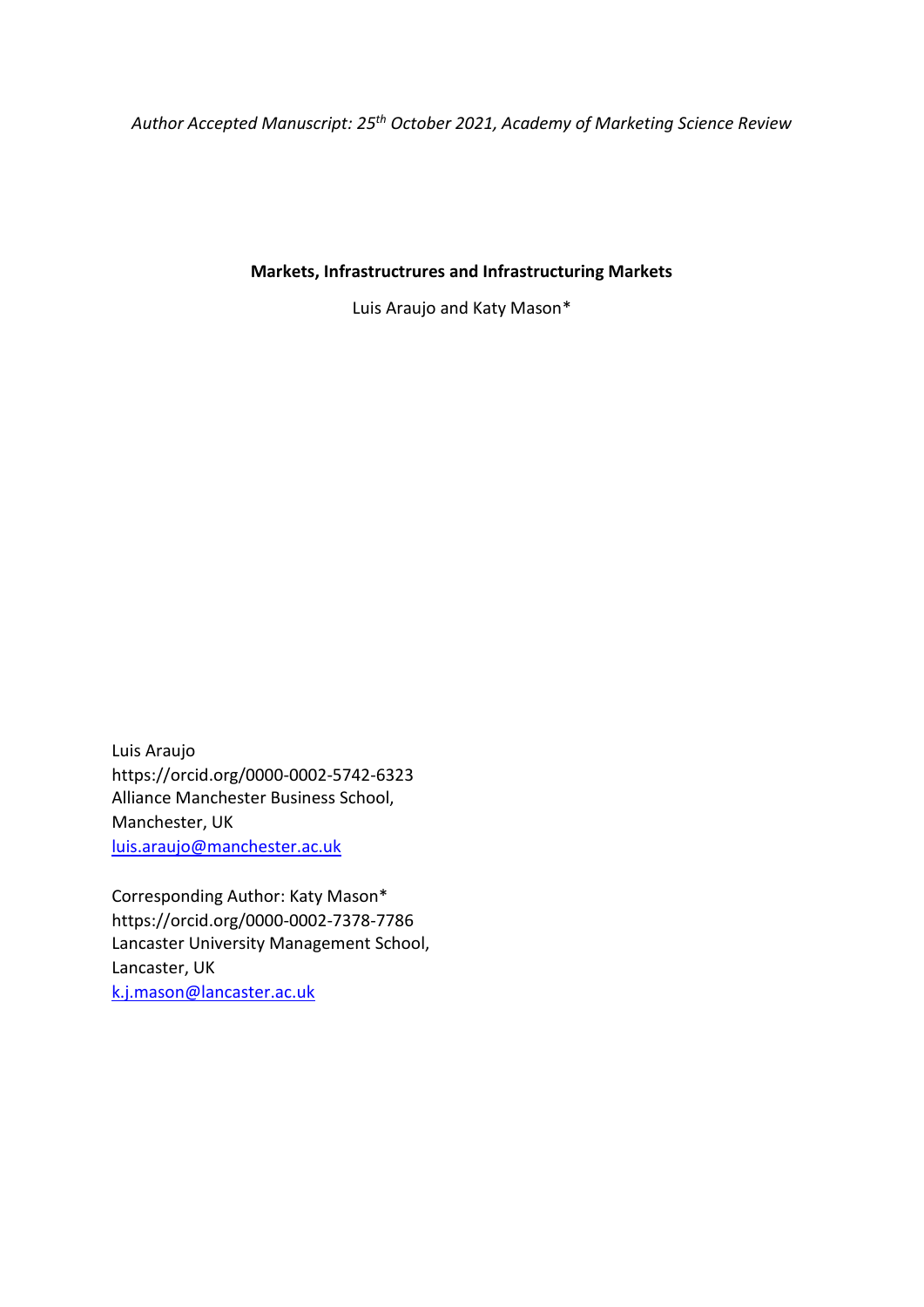*Author Accepted Manuscript: 25th October 2021, Academy of Marketing Science Review*

**Markets, Infrastructrures and Infrastructuring Markets**

Luis Araujo and Katy Mason*

Luis Araujo
https://orcid.org/0000-0002-5742-6323
Alliance Manchester Business School,
Manchester, UK
luis.araujo@manchester.ac.uk

Corresponding Author: Katy Mason*
https://orcid.org/0000-0002-7378-7786
Lancaster University Management School,
Lancaster, UK
k.j.mason@lancaster.ac.uk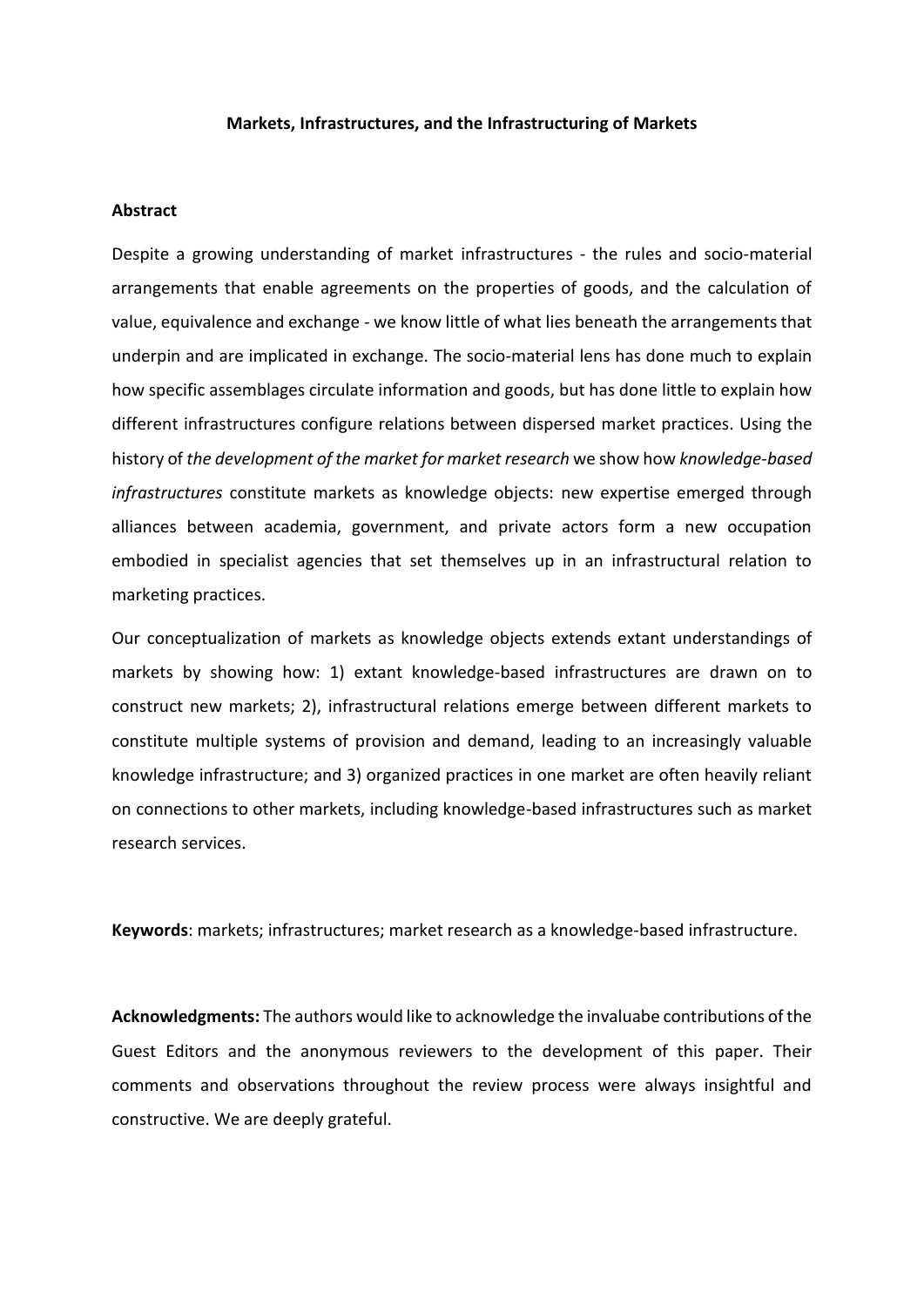**Markets, Infrastructures, and the Infrastructuring of Markets**

**Abstract**

Despite a growing understanding of market infrastructures - the rules and socio-material arrangements that enable agreements on the properties of goods, and the calculation of value, equivalence and exchange - we know little of what lies beneath the arrangements that underpin and are implicated in exchange. The socio-material lens has done much to explain how specific assemblages circulate information and goods, but has done little to explain how different infrastructures configure relations between dispersed market practices. Using the history of *the development of the market for market research* we show how *knowledge-based infrastructures* constitute markets as knowledge objects: new expertise emerged through alliances between academia, government, and private actors form a new occupation embodied in specialist agencies that set themselves up in an infrastructural relation to marketing practices.

Our conceptualization of markets as knowledge objects extends extant understandings of markets by showing how: 1) extant knowledge-based infrastructures are drawn on to construct new markets; 2), infrastructural relations emerge between different markets to constitute multiple systems of provision and demand, leading to an increasingly valuable knowledge infrastructure; and 3) organized practices in one market are often heavily reliant on connections to other markets, including knowledge-based infrastructures such as market research services.

**Keywords**: markets; infrastructures; market research as a knowledge-based infrastructure.

**Acknowledgments:** The authors would like to acknowledge the invaluabe contributions of the Guest Editors and the anonymous reviewers to the development of this paper. Their comments and observations throughout the review process were always insightful and constructive. We are deeply grateful.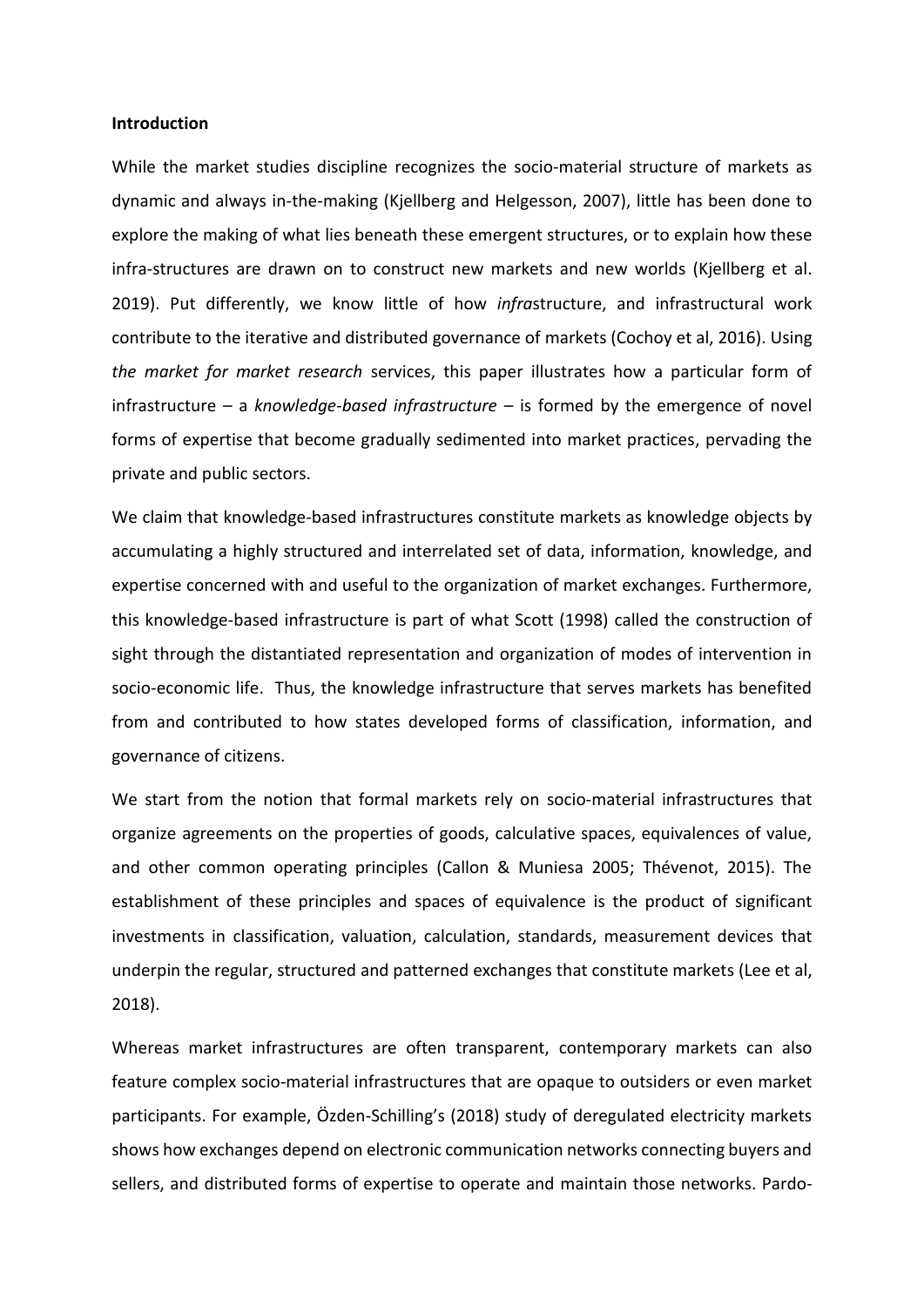**Introduction**

While the market studies discipline recognizes the socio-material structure of markets as dynamic and always in-the-making (Kjellberg and Helgesson, 2007), little has been done to explore the making of what lies beneath these emergent structures, or to explain how these infra-structures are drawn on to construct new markets and new worlds (Kjellberg et al. 2019). Put differently, we know little of how *infra*structure, and infrastructural work contribute to the iterative and distributed governance of markets (Cochoy et al, 2016). Using *the market for market research* services, this paper illustrates how a particular form of infrastructure – a *knowledge-based infrastructure* – is formed by the emergence of novel forms of expertise that become gradually sedimented into market practices, pervading the private and public sectors.

We claim that knowledge-based infrastructures constitute markets as knowledge objects by accumulating a highly structured and interrelated set of data, information, knowledge, and expertise concerned with and useful to the organization of market exchanges. Furthermore, this knowledge-based infrastructure is part of what Scott (1998) called the construction of sight through the distantiated representation and organization of modes of intervention in socio-economic life. Thus, the knowledge infrastructure that serves markets has benefited from and contributed to how states developed forms of classification, information, and governance of citizens.

We start from the notion that formal markets rely on socio-material infrastructures that organize agreements on the properties of goods, calculative spaces, equivalences of value, and other common operating principles (Callon & Muniesa 2005; Thévenot, 2015). The establishment of these principles and spaces of equivalence is the product of significant investments in classification, valuation, calculation, standards, measurement devices that underpin the regular, structured and patterned exchanges that constitute markets (Lee et al, 2018).

Whereas market infrastructures are often transparent, contemporary markets can also feature complex socio-material infrastructures that are opaque to outsiders or even market participants. For example, Özden-Schilling's (2018) study of deregulated electricity markets shows how exchanges depend on electronic communication networks connecting buyers and sellers, and distributed forms of expertise to operate and maintain those networks. Pardo-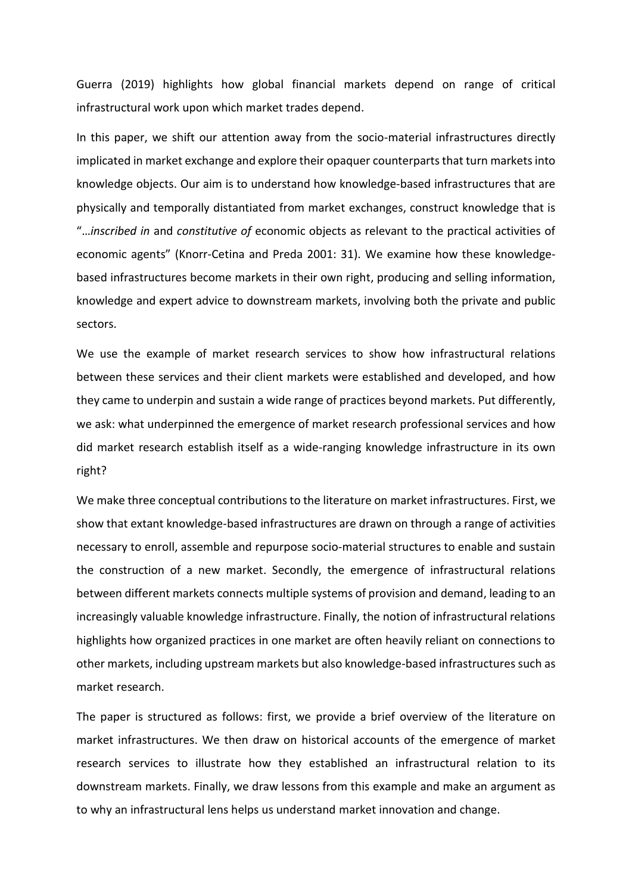Guerra (2019) highlights how global financial markets depend on range of critical infrastructural work upon which market trades depend.

In this paper, we shift our attention away from the socio-material infrastructures directly implicated in market exchange and explore their opaquer counterparts that turn markets into knowledge objects. Our aim is to understand how knowledge-based infrastructures that are physically and temporally distantiated from market exchanges, construct knowledge that is "…*inscribed in* and *constitutive of* economic objects as relevant to the practical activities of economic agents" (Knorr-Cetina and Preda 2001: 31). We examine how these knowledge-based infrastructures become markets in their own right, producing and selling information, knowledge and expert advice to downstream markets, involving both the private and public sectors.

We use the example of market research services to show how infrastructural relations between these services and their client markets were established and developed, and how they came to underpin and sustain a wide range of practices beyond markets. Put differently, we ask: what underpinned the emergence of market research professional services and how did market research establish itself as a wide-ranging knowledge infrastructure in its own right?

We make three conceptual contributions to the literature on market infrastructures. First, we show that extant knowledge-based infrastructures are drawn on through a range of activities necessary to enroll, assemble and repurpose socio-material structures to enable and sustain the construction of a new market. Secondly, the emergence of infrastructural relations between different markets connects multiple systems of provision and demand, leading to an increasingly valuable knowledge infrastructure. Finally, the notion of infrastructural relations highlights how organized practices in one market are often heavily reliant on connections to other markets, including upstream markets but also knowledge-based infrastructures such as market research.

The paper is structured as follows: first, we provide a brief overview of the literature on market infrastructures. We then draw on historical accounts of the emergence of market research services to illustrate how they established an infrastructural relation to its downstream markets. Finally, we draw lessons from this example and make an argument as to why an infrastructural lens helps us understand market innovation and change.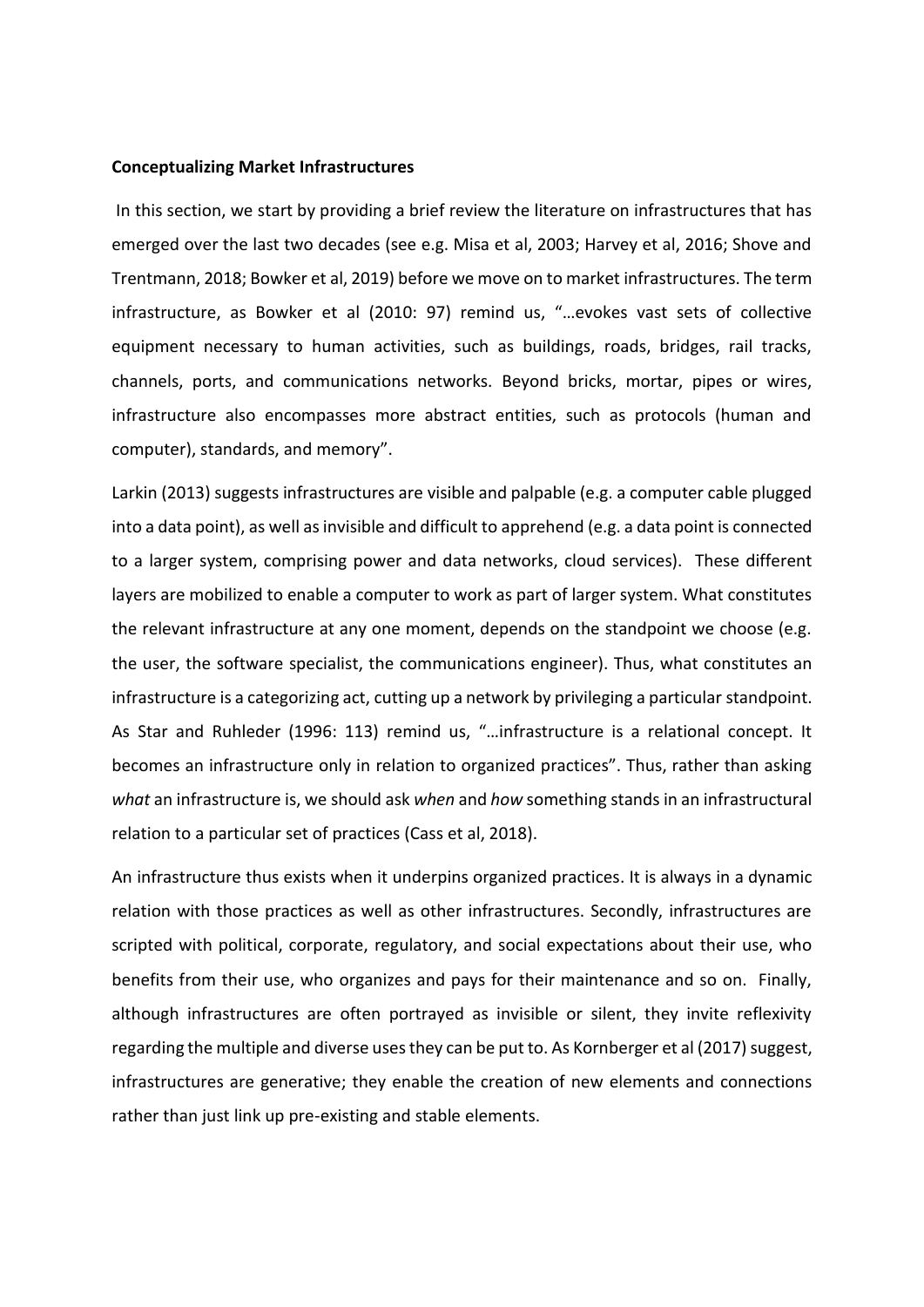**Conceptualizing Market Infrastructures**

In this section, we start by providing a brief review the literature on infrastructures that has emerged over the last two decades (see e.g. Misa et al, 2003; Harvey et al, 2016; Shove and Trentmann, 2018; Bowker et al, 2019) before we move on to market infrastructures. The term infrastructure, as Bowker et al (2010: 97) remind us, "…evokes vast sets of collective equipment necessary to human activities, such as buildings, roads, bridges, rail tracks, channels, ports, and communications networks. Beyond bricks, mortar, pipes or wires, infrastructure also encompasses more abstract entities, such as protocols (human and computer), standards, and memory".

Larkin (2013) suggests infrastructures are visible and palpable (e.g. a computer cable plugged into a data point), as well as invisible and difficult to apprehend (e.g. a data point is connected to a larger system, comprising power and data networks, cloud services). These different layers are mobilized to enable a computer to work as part of larger system. What constitutes the relevant infrastructure at any one moment, depends on the standpoint we choose (e.g. the user, the software specialist, the communications engineer). Thus, what constitutes an infrastructure is a categorizing act, cutting up a network by privileging a particular standpoint. As Star and Ruhleder (1996: 113) remind us, "…infrastructure is a relational concept. It becomes an infrastructure only in relation to organized practices". Thus, rather than asking *what* an infrastructure is, we should ask *when* and *how* something stands in an infrastructural relation to a particular set of practices (Cass et al, 2018).

An infrastructure thus exists when it underpins organized practices. It is always in a dynamic relation with those practices as well as other infrastructures. Secondly, infrastructures are scripted with political, corporate, regulatory, and social expectations about their use, who benefits from their use, who organizes and pays for their maintenance and so on. Finally, although infrastructures are often portrayed as invisible or silent, they invite reflexivity regarding the multiple and diverse uses they can be put to. As Kornberger et al (2017) suggest, infrastructures are generative; they enable the creation of new elements and connections rather than just link up pre-existing and stable elements.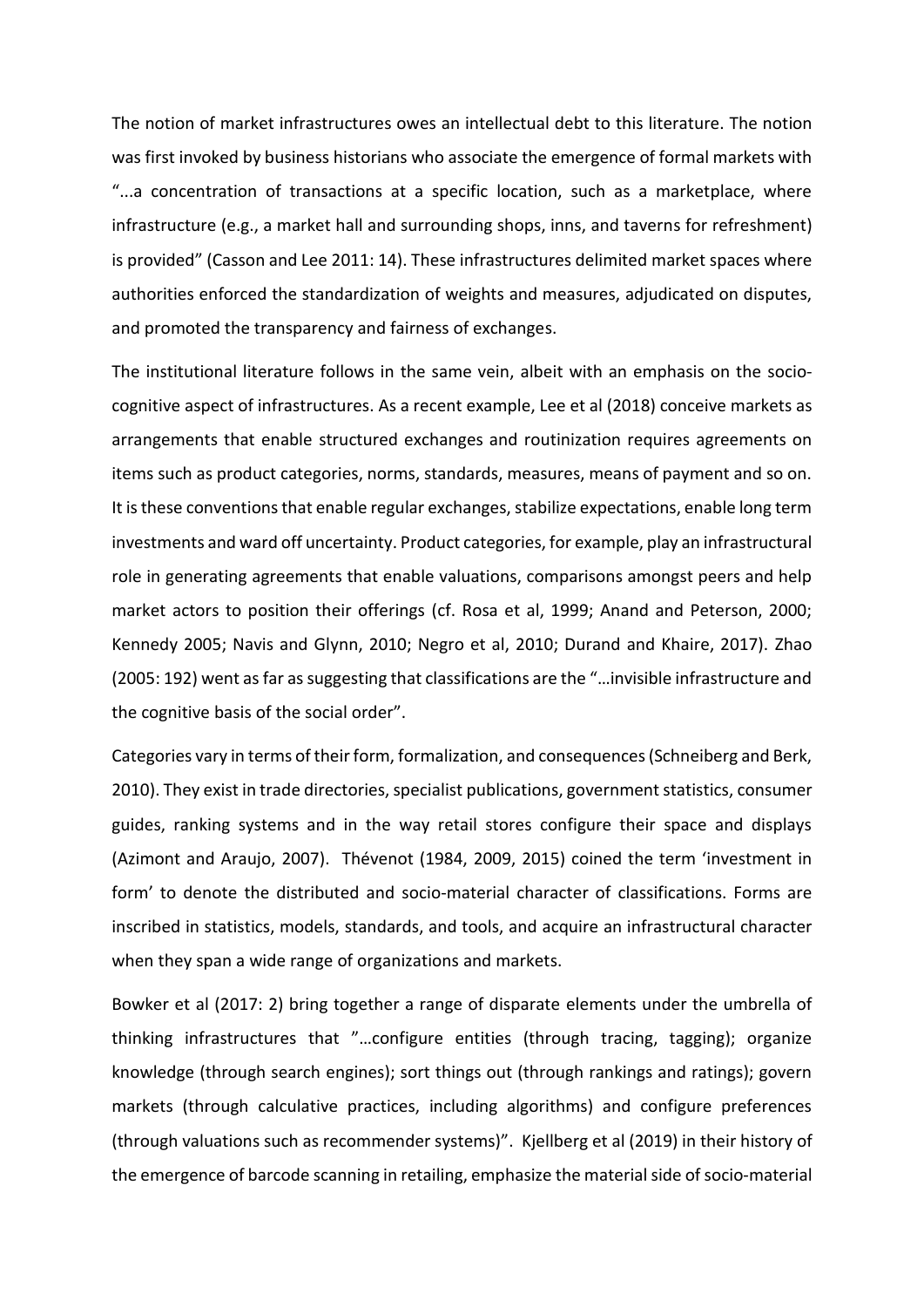The notion of market infrastructures owes an intellectual debt to this literature. The notion was first invoked by business historians who associate the emergence of formal markets with "...a concentration of transactions at a specific location, such as a marketplace, where infrastructure (e.g., a market hall and surrounding shops, inns, and taverns for refreshment) is provided" (Casson and Lee 2011: 14). These infrastructures delimited market spaces where authorities enforced the standardization of weights and measures, adjudicated on disputes, and promoted the transparency and fairness of exchanges.

The institutional literature follows in the same vein, albeit with an emphasis on the socio-cognitive aspect of infrastructures. As a recent example, Lee et al (2018) conceive markets as arrangements that enable structured exchanges and routinization requires agreements on items such as product categories, norms, standards, measures, means of payment and so on. It is these conventions that enable regular exchanges, stabilize expectations, enable long term investments and ward off uncertainty. Product categories, for example, play an infrastructural role in generating agreements that enable valuations, comparisons amongst peers and help market actors to position their offerings (cf. Rosa et al, 1999; Anand and Peterson, 2000; Kennedy 2005; Navis and Glynn, 2010; Negro et al, 2010; Durand and Khaire, 2017). Zhao (2005: 192) went as far as suggesting that classifications are the "…invisible infrastructure and the cognitive basis of the social order".

Categories vary in terms of their form, formalization, and consequences (Schneiberg and Berk, 2010). They exist in trade directories, specialist publications, government statistics, consumer guides, ranking systems and in the way retail stores configure their space and displays (Azimont and Araujo, 2007). Thévenot (1984, 2009, 2015) coined the term 'investment in form' to denote the distributed and socio-material character of classifications. Forms are inscribed in statistics, models, standards, and tools, and acquire an infrastructural character when they span a wide range of organizations and markets.

Bowker et al (2017: 2) bring together a range of disparate elements under the umbrella of thinking infrastructures that "…configure entities (through tracing, tagging); organize knowledge (through search engines); sort things out (through rankings and ratings); govern markets (through calculative practices, including algorithms) and configure preferences (through valuations such as recommender systems)". Kjellberg et al (2019) in their history of the emergence of barcode scanning in retailing, emphasize the material side of socio-material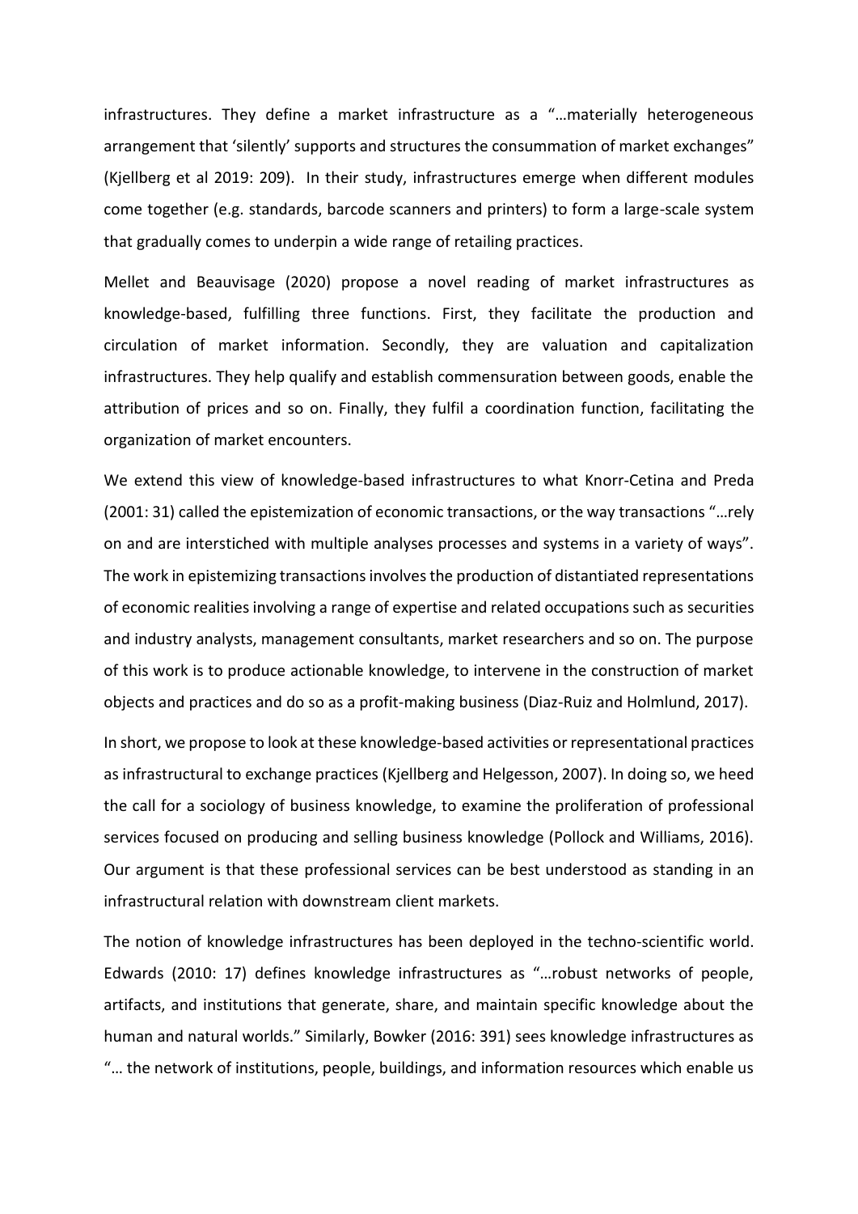infrastructures. They define a market infrastructure as a "…materially heterogeneous arrangement that 'silently' supports and structures the consummation of market exchanges" (Kjellberg et al 2019: 209). In their study, infrastructures emerge when different modules come together (e.g. standards, barcode scanners and printers) to form a large-scale system that gradually comes to underpin a wide range of retailing practices.

Mellet and Beauvisage (2020) propose a novel reading of market infrastructures as knowledge-based, fulfilling three functions. First, they facilitate the production and circulation of market information. Secondly, they are valuation and capitalization infrastructures. They help qualify and establish commensuration between goods, enable the attribution of prices and so on. Finally, they fulfil a coordination function, facilitating the organization of market encounters.

We extend this view of knowledge-based infrastructures to what Knorr-Cetina and Preda (2001: 31) called the epistemization of economic transactions, or the way transactions "…rely on and are interstiched with multiple analyses processes and systems in a variety of ways". The work in epistemizing transactions involves the production of distantiated representations of economic realities involving a range of expertise and related occupations such as securities and industry analysts, management consultants, market researchers and so on. The purpose of this work is to produce actionable knowledge, to intervene in the construction of market objects and practices and do so as a profit-making business (Diaz-Ruiz and Holmlund, 2017).

In short, we propose to look at these knowledge-based activities or representational practices as infrastructural to exchange practices (Kjellberg and Helgesson, 2007). In doing so, we heed the call for a sociology of business knowledge, to examine the proliferation of professional services focused on producing and selling business knowledge (Pollock and Williams, 2016). Our argument is that these professional services can be best understood as standing in an infrastructural relation with downstream client markets.

The notion of knowledge infrastructures has been deployed in the techno-scientific world. Edwards (2010: 17) defines knowledge infrastructures as "…robust networks of people, artifacts, and institutions that generate, share, and maintain specific knowledge about the human and natural worlds." Similarly, Bowker (2016: 391) sees knowledge infrastructures as "… the network of institutions, people, buildings, and information resources which enable us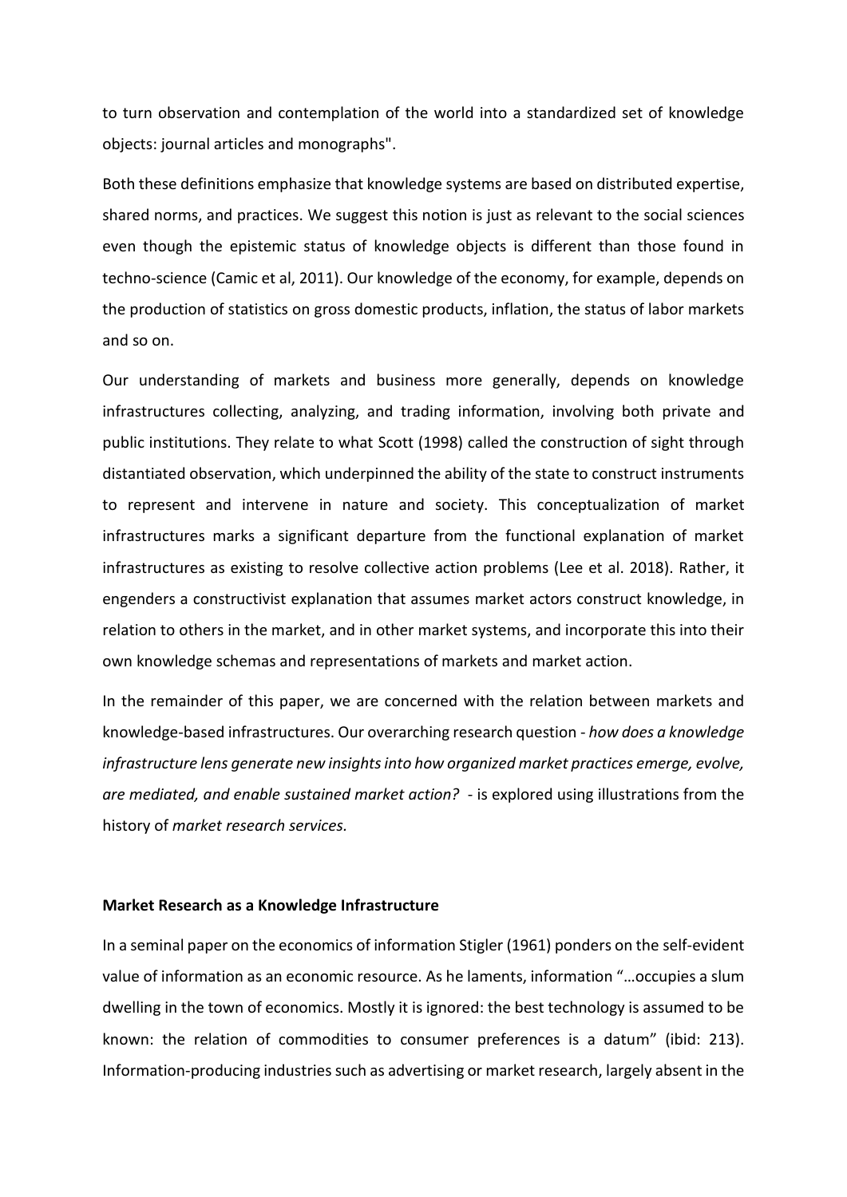to turn observation and contemplation of the world into a standardized set of knowledge objects: journal articles and monographs".

Both these definitions emphasize that knowledge systems are based on distributed expertise, shared norms, and practices. We suggest this notion is just as relevant to the social sciences even though the epistemic status of knowledge objects is different than those found in techno-science (Camic et al, 2011). Our knowledge of the economy, for example, depends on the production of statistics on gross domestic products, inflation, the status of labor markets and so on.

Our understanding of markets and business more generally, depends on knowledge infrastructures collecting, analyzing, and trading information, involving both private and public institutions. They relate to what Scott (1998) called the construction of sight through distantiated observation, which underpinned the ability of the state to construct instruments to represent and intervene in nature and society. This conceptualization of market infrastructures marks a significant departure from the functional explanation of market infrastructures as existing to resolve collective action problems (Lee et al. 2018). Rather, it engenders a constructivist explanation that assumes market actors construct knowledge, in relation to others in the market, and in other market systems, and incorporate this into their own knowledge schemas and representations of markets and market action.

In the remainder of this paper, we are concerned with the relation between markets and knowledge-based infrastructures. Our overarching research question - *how does a knowledge infrastructure lens generate new insights into how organized market practices emerge, evolve, are mediated, and enable sustained market action?* - is explored using illustrations from the history of *market research services.*

**Market Research as a Knowledge Infrastructure**

In a seminal paper on the economics of information Stigler (1961) ponders on the self-evident value of information as an economic resource. As he laments, information "…occupies a slum dwelling in the town of economics. Mostly it is ignored: the best technology is assumed to be known: the relation of commodities to consumer preferences is a datum" (ibid: 213). Information-producing industries such as advertising or market research, largely absent in the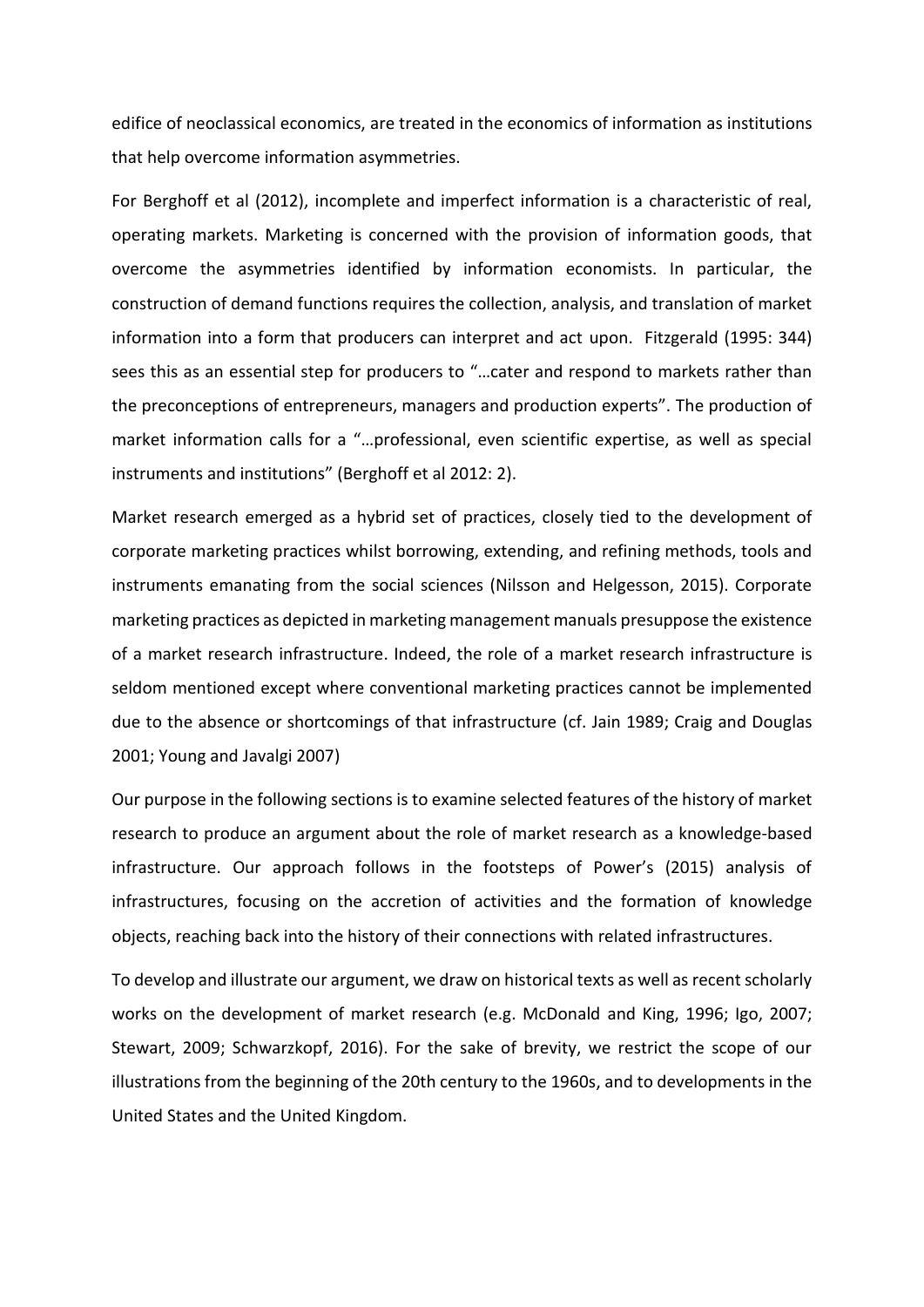edifice of neoclassical economics, are treated in the economics of information as institutions that help overcome information asymmetries.

For Berghoff et al (2012), incomplete and imperfect information is a characteristic of real, operating markets. Marketing is concerned with the provision of information goods, that overcome the asymmetries identified by information economists. In particular, the construction of demand functions requires the collection, analysis, and translation of market information into a form that producers can interpret and act upon. Fitzgerald (1995: 344) sees this as an essential step for producers to "…cater and respond to markets rather than the preconceptions of entrepreneurs, managers and production experts". The production of market information calls for a "…professional, even scientific expertise, as well as special instruments and institutions" (Berghoff et al 2012: 2).

Market research emerged as a hybrid set of practices, closely tied to the development of corporate marketing practices whilst borrowing, extending, and refining methods, tools and instruments emanating from the social sciences (Nilsson and Helgesson, 2015). Corporate marketing practices as depicted in marketing management manuals presuppose the existence of a market research infrastructure. Indeed, the role of a market research infrastructure is seldom mentioned except where conventional marketing practices cannot be implemented due to the absence or shortcomings of that infrastructure (cf. Jain 1989; Craig and Douglas 2001; Young and Javalgi 2007)

Our purpose in the following sections is to examine selected features of the history of market research to produce an argument about the role of market research as a knowledge-based infrastructure. Our approach follows in the footsteps of Power's (2015) analysis of infrastructures, focusing on the accretion of activities and the formation of knowledge objects, reaching back into the history of their connections with related infrastructures.

To develop and illustrate our argument, we draw on historical texts as well as recent scholarly works on the development of market research (e.g. McDonald and King, 1996; Igo, 2007; Stewart, 2009; Schwarzkopf, 2016). For the sake of brevity, we restrict the scope of our illustrations from the beginning of the 20th century to the 1960s, and to developments in the United States and the United Kingdom.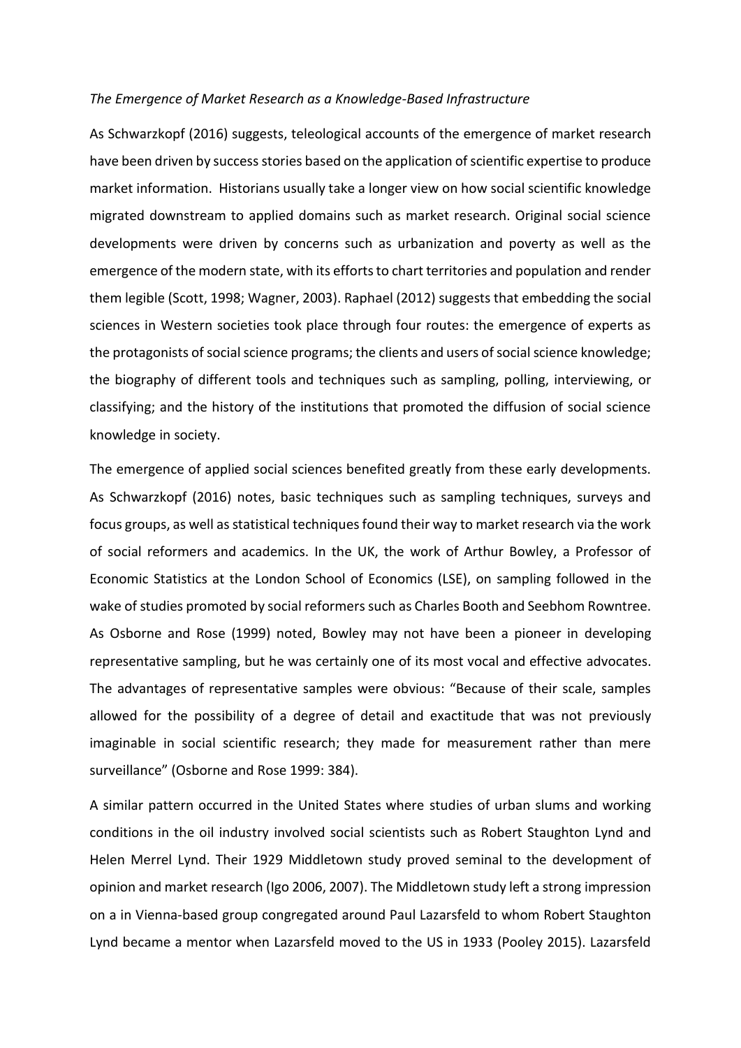*The Emergence of Market Research as a Knowledge-Based Infrastructure*

As Schwarzkopf (2016) suggests, teleological accounts of the emergence of market research have been driven by success stories based on the application of scientific expertise to produce market information. Historians usually take a longer view on how social scientific knowledge migrated downstream to applied domains such as market research. Original social science developments were driven by concerns such as urbanization and poverty as well as the emergence of the modern state, with its efforts to chart territories and population and render them legible (Scott, 1998; Wagner, 2003). Raphael (2012) suggests that embedding the social sciences in Western societies took place through four routes: the emergence of experts as the protagonists of social science programs; the clients and users of social science knowledge; the biography of different tools and techniques such as sampling, polling, interviewing, or classifying; and the history of the institutions that promoted the diffusion of social science knowledge in society.

The emergence of applied social sciences benefited greatly from these early developments. As Schwarzkopf (2016) notes, basic techniques such as sampling techniques, surveys and focus groups, as well as statistical techniques found their way to market research via the work of social reformers and academics. In the UK, the work of Arthur Bowley, a Professor of Economic Statistics at the London School of Economics (LSE), on sampling followed in the wake of studies promoted by social reformers such as Charles Booth and Seebhom Rowntree. As Osborne and Rose (1999) noted, Bowley may not have been a pioneer in developing representative sampling, but he was certainly one of its most vocal and effective advocates. The advantages of representative samples were obvious: "Because of their scale, samples allowed for the possibility of a degree of detail and exactitude that was not previously imaginable in social scientific research; they made for measurement rather than mere surveillance" (Osborne and Rose 1999: 384).

A similar pattern occurred in the United States where studies of urban slums and working conditions in the oil industry involved social scientists such as Robert Staughton Lynd and Helen Merrel Lynd. Their 1929 Middletown study proved seminal to the development of opinion and market research (Igo 2006, 2007). The Middletown study left a strong impression on a in Vienna-based group congregated around Paul Lazarsfeld to whom Robert Staughton Lynd became a mentor when Lazarsfeld moved to the US in 1933 (Pooley 2015). Lazarsfeld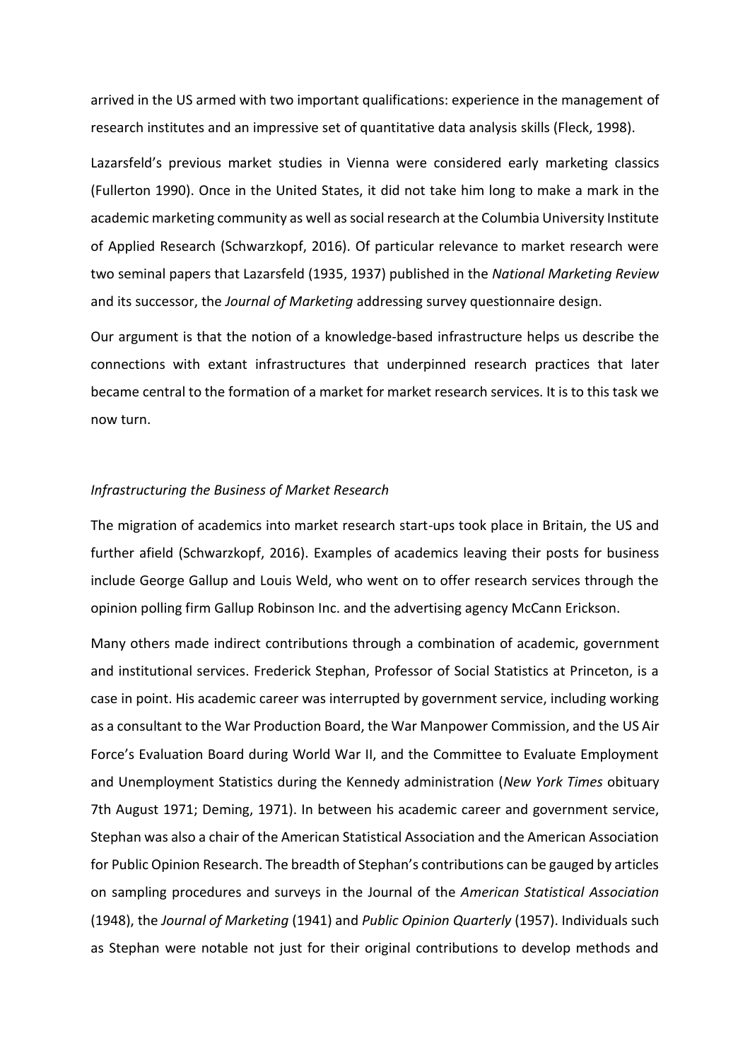arrived in the US armed with two important qualifications: experience in the management of research institutes and an impressive set of quantitative data analysis skills (Fleck, 1998).

Lazarsfeld's previous market studies in Vienna were considered early marketing classics (Fullerton 1990). Once in the United States, it did not take him long to make a mark in the academic marketing community as well as social research at the Columbia University Institute of Applied Research (Schwarzkopf, 2016). Of particular relevance to market research were two seminal papers that Lazarsfeld (1935, 1937) published in the *National Marketing Review* and its successor, the *Journal of Marketing* addressing survey questionnaire design.

Our argument is that the notion of a knowledge-based infrastructure helps us describe the connections with extant infrastructures that underpinned research practices that later became central to the formation of a market for market research services. It is to this task we now turn.

*Infrastructuring the Business of Market Research*

The migration of academics into market research start-ups took place in Britain, the US and further afield (Schwarzkopf, 2016). Examples of academics leaving their posts for business include George Gallup and Louis Weld, who went on to offer research services through the opinion polling firm Gallup Robinson Inc. and the advertising agency McCann Erickson.

Many others made indirect contributions through a combination of academic, government and institutional services. Frederick Stephan, Professor of Social Statistics at Princeton, is a case in point. His academic career was interrupted by government service, including working as a consultant to the War Production Board, the War Manpower Commission, and the US Air Force's Evaluation Board during World War II, and the Committee to Evaluate Employment and Unemployment Statistics during the Kennedy administration (*New York Times* obituary 7th August 1971; Deming, 1971). In between his academic career and government service, Stephan was also a chair of the American Statistical Association and the American Association for Public Opinion Research. The breadth of Stephan's contributions can be gauged by articles on sampling procedures and surveys in the Journal of the *American Statistical Association* (1948), the *Journal of Marketing* (1941) and *Public Opinion Quarterly* (1957). Individuals such as Stephan were notable not just for their original contributions to develop methods and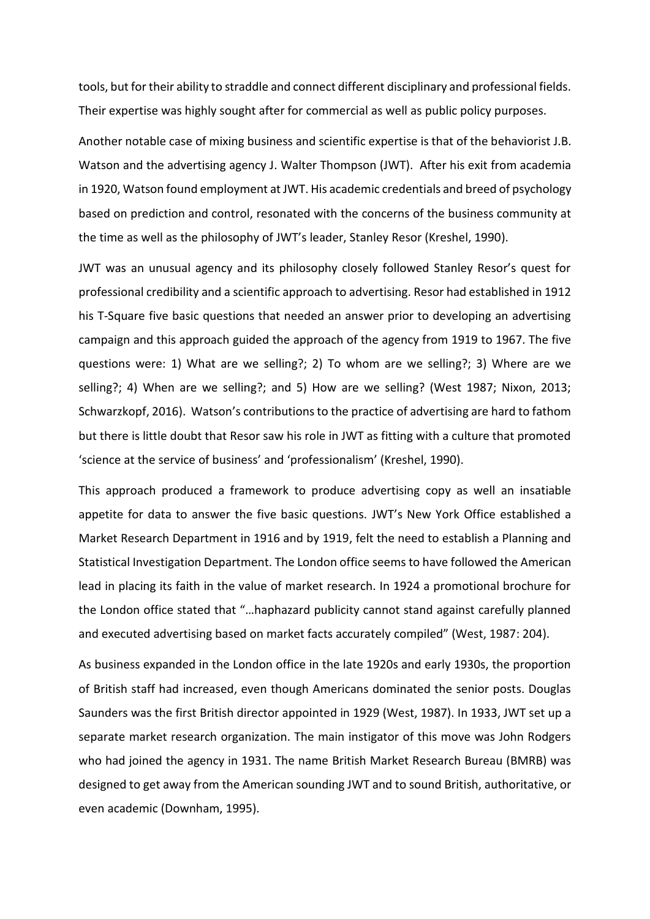tools, but for their ability to straddle and connect different disciplinary and professional fields. Their expertise was highly sought after for commercial as well as public policy purposes.

Another notable case of mixing business and scientific expertise is that of the behaviorist J.B. Watson and the advertising agency J. Walter Thompson (JWT). After his exit from academia in 1920, Watson found employment at JWT. His academic credentials and breed of psychology based on prediction and control, resonated with the concerns of the business community at the time as well as the philosophy of JWT's leader, Stanley Resor (Kreshel, 1990).

JWT was an unusual agency and its philosophy closely followed Stanley Resor's quest for professional credibility and a scientific approach to advertising. Resor had established in 1912 his T-Square five basic questions that needed an answer prior to developing an advertising campaign and this approach guided the approach of the agency from 1919 to 1967. The five questions were: 1) What are we selling?; 2) To whom are we selling?; 3) Where are we selling?; 4) When are we selling?; and 5) How are we selling? (West 1987; Nixon, 2013; Schwarzkopf, 2016). Watson's contributions to the practice of advertising are hard to fathom but there is little doubt that Resor saw his role in JWT as fitting with a culture that promoted 'science at the service of business' and 'professionalism' (Kreshel, 1990).

This approach produced a framework to produce advertising copy as well an insatiable appetite for data to answer the five basic questions. JWT's New York Office established a Market Research Department in 1916 and by 1919, felt the need to establish a Planning and Statistical Investigation Department. The London office seems to have followed the American lead in placing its faith in the value of market research. In 1924 a promotional brochure for the London office stated that "…haphazard publicity cannot stand against carefully planned and executed advertising based on market facts accurately compiled" (West, 1987: 204).

As business expanded in the London office in the late 1920s and early 1930s, the proportion of British staff had increased, even though Americans dominated the senior posts. Douglas Saunders was the first British director appointed in 1929 (West, 1987). In 1933, JWT set up a separate market research organization. The main instigator of this move was John Rodgers who had joined the agency in 1931. The name British Market Research Bureau (BMRB) was designed to get away from the American sounding JWT and to sound British, authoritative, or even academic (Downham, 1995).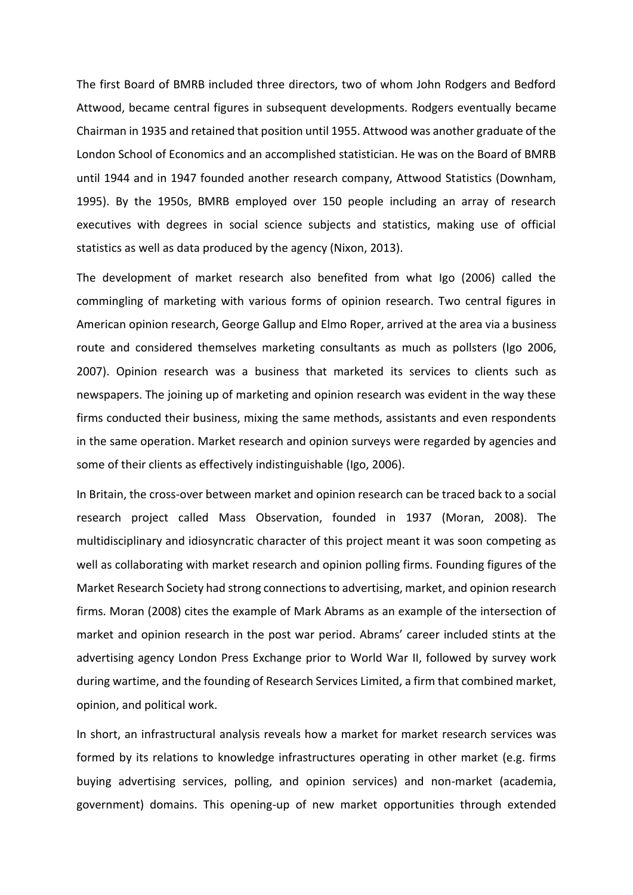The first Board of BMRB included three directors, two of whom John Rodgers and Bedford Attwood, became central figures in subsequent developments. Rodgers eventually became Chairman in 1935 and retained that position until 1955. Attwood was another graduate of the London School of Economics and an accomplished statistician. He was on the Board of BMRB until 1944 and in 1947 founded another research company, Attwood Statistics (Downham, 1995). By the 1950s, BMRB employed over 150 people including an array of research executives with degrees in social science subjects and statistics, making use of official statistics as well as data produced by the agency (Nixon, 2013).

The development of market research also benefited from what Igo (2006) called the commingling of marketing with various forms of opinion research. Two central figures in American opinion research, George Gallup and Elmo Roper, arrived at the area via a business route and considered themselves marketing consultants as much as pollsters (Igo 2006, 2007). Opinion research was a business that marketed its services to clients such as newspapers. The joining up of marketing and opinion research was evident in the way these firms conducted their business, mixing the same methods, assistants and even respondents in the same operation. Market research and opinion surveys were regarded by agencies and some of their clients as effectively indistinguishable (Igo, 2006).

In Britain, the cross-over between market and opinion research can be traced back to a social research project called Mass Observation, founded in 1937 (Moran, 2008). The multidisciplinary and idiosyncratic character of this project meant it was soon competing as well as collaborating with market research and opinion polling firms. Founding figures of the Market Research Society had strong connections to advertising, market, and opinion research firms. Moran (2008) cites the example of Mark Abrams as an example of the intersection of market and opinion research in the post war period. Abrams' career included stints at the advertising agency London Press Exchange prior to World War II, followed by survey work during wartime, and the founding of Research Services Limited, a firm that combined market, opinion, and political work.

In short, an infrastructural analysis reveals how a market for market research services was formed by its relations to knowledge infrastructures operating in other market (e.g. firms buying advertising services, polling, and opinion services) and non-market (academia, government) domains. This opening-up of new market opportunities through extended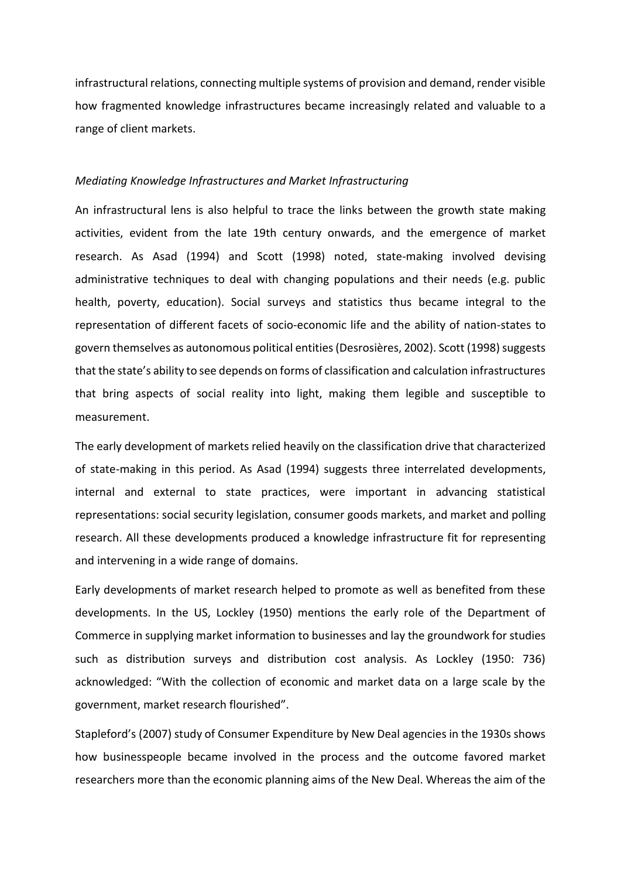infrastructural relations, connecting multiple systems of provision and demand, render visible how fragmented knowledge infrastructures became increasingly related and valuable to a range of client markets.

*Mediating Knowledge Infrastructures and Market Infrastructuring*

An infrastructural lens is also helpful to trace the links between the growth state making activities, evident from the late 19th century onwards, and the emergence of market research. As Asad (1994) and Scott (1998) noted, state-making involved devising administrative techniques to deal with changing populations and their needs (e.g. public health, poverty, education). Social surveys and statistics thus became integral to the representation of different facets of socio-economic life and the ability of nation-states to govern themselves as autonomous political entities (Desrosières, 2002). Scott (1998) suggests that the state's ability to see depends on forms of classification and calculation infrastructures that bring aspects of social reality into light, making them legible and susceptible to measurement.

The early development of markets relied heavily on the classification drive that characterized of state-making in this period. As Asad (1994) suggests three interrelated developments, internal and external to state practices, were important in advancing statistical representations: social security legislation, consumer goods markets, and market and polling research. All these developments produced a knowledge infrastructure fit for representing and intervening in a wide range of domains.

Early developments of market research helped to promote as well as benefited from these developments. In the US, Lockley (1950) mentions the early role of the Department of Commerce in supplying market information to businesses and lay the groundwork for studies such as distribution surveys and distribution cost analysis. As Lockley (1950: 736) acknowledged: "With the collection of economic and market data on a large scale by the government, market research flourished".

Stapleford's (2007) study of Consumer Expenditure by New Deal agencies in the 1930s shows how businesspeople became involved in the process and the outcome favored market researchers more than the economic planning aims of the New Deal. Whereas the aim of the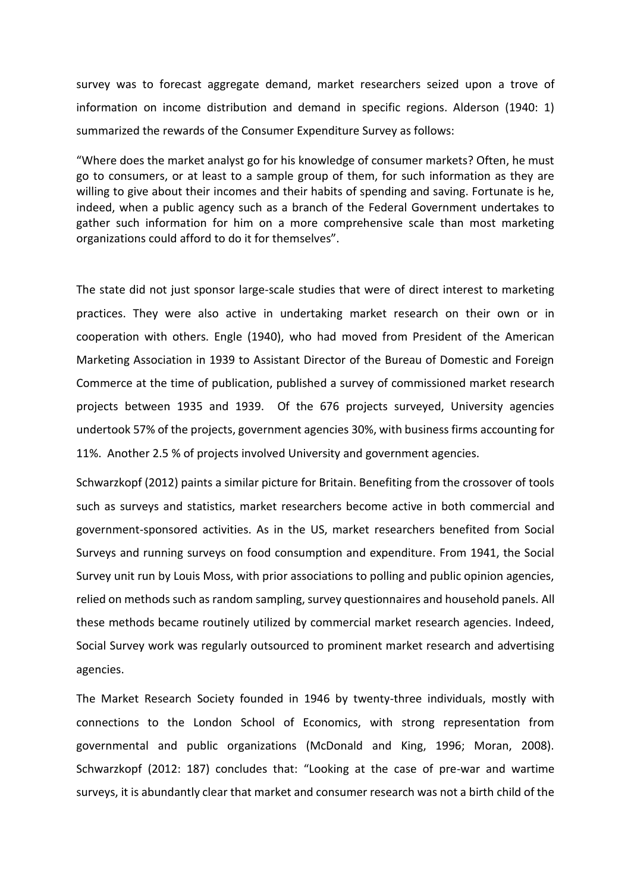survey was to forecast aggregate demand, market researchers seized upon a trove of information on income distribution and demand in specific regions. Alderson (1940: 1) summarized the rewards of the Consumer Expenditure Survey as follows:

"Where does the market analyst go for his knowledge of consumer markets? Often, he must go to consumers, or at least to a sample group of them, for such information as they are willing to give about their incomes and their habits of spending and saving. Fortunate is he, indeed, when a public agency such as a branch of the Federal Government undertakes to gather such information for him on a more comprehensive scale than most marketing organizations could afford to do it for themselves".

The state did not just sponsor large-scale studies that were of direct interest to marketing practices. They were also active in undertaking market research on their own or in cooperation with others. Engle (1940), who had moved from President of the American Marketing Association in 1939 to Assistant Director of the Bureau of Domestic and Foreign Commerce at the time of publication, published a survey of commissioned market research projects between 1935 and 1939. Of the 676 projects surveyed, University agencies undertook 57% of the projects, government agencies 30%, with business firms accounting for 11%. Another 2.5 % of projects involved University and government agencies.

Schwarzkopf (2012) paints a similar picture for Britain. Benefiting from the crossover of tools such as surveys and statistics, market researchers become active in both commercial and government-sponsored activities. As in the US, market researchers benefited from Social Surveys and running surveys on food consumption and expenditure. From 1941, the Social Survey unit run by Louis Moss, with prior associations to polling and public opinion agencies, relied on methods such as random sampling, survey questionnaires and household panels. All these methods became routinely utilized by commercial market research agencies. Indeed, Social Survey work was regularly outsourced to prominent market research and advertising agencies.

The Market Research Society founded in 1946 by twenty-three individuals, mostly with connections to the London School of Economics, with strong representation from governmental and public organizations (McDonald and King, 1996; Moran, 2008). Schwarzkopf (2012: 187) concludes that: "Looking at the case of pre-war and wartime surveys, it is abundantly clear that market and consumer research was not a birth child of the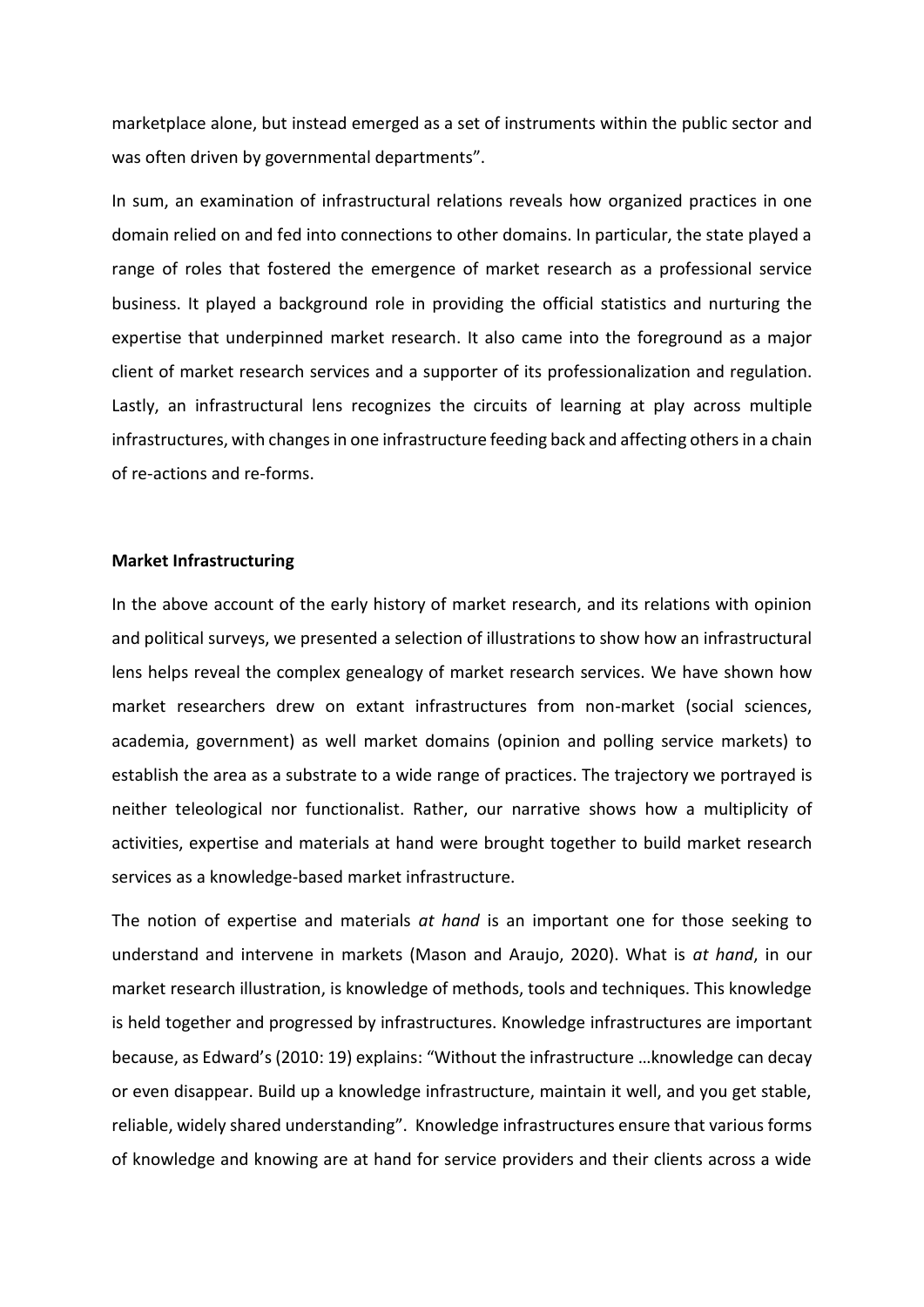marketplace alone, but instead emerged as a set of instruments within the public sector and was often driven by governmental departments".

In sum, an examination of infrastructural relations reveals how organized practices in one domain relied on and fed into connections to other domains. In particular, the state played a range of roles that fostered the emergence of market research as a professional service business. It played a background role in providing the official statistics and nurturing the expertise that underpinned market research. It also came into the foreground as a major client of market research services and a supporter of its professionalization and regulation. Lastly, an infrastructural lens recognizes the circuits of learning at play across multiple infrastructures, with changes in one infrastructure feeding back and affecting others in a chain of re-actions and re-forms.

**Market Infrastructuring**

In the above account of the early history of market research, and its relations with opinion and political surveys, we presented a selection of illustrations to show how an infrastructural lens helps reveal the complex genealogy of market research services. We have shown how market researchers drew on extant infrastructures from non-market (social sciences, academia, government) as well market domains (opinion and polling service markets) to establish the area as a substrate to a wide range of practices. The trajectory we portrayed is neither teleological nor functionalist. Rather, our narrative shows how a multiplicity of activities, expertise and materials at hand were brought together to build market research services as a knowledge-based market infrastructure.

The notion of expertise and materials *at hand* is an important one for those seeking to understand and intervene in markets (Mason and Araujo, 2020). What is *at hand*, in our market research illustration, is knowledge of methods, tools and techniques. This knowledge is held together and progressed by infrastructures. Knowledge infrastructures are important because, as Edward's (2010: 19) explains: "Without the infrastructure …knowledge can decay or even disappear. Build up a knowledge infrastructure, maintain it well, and you get stable, reliable, widely shared understanding". Knowledge infrastructures ensure that various forms of knowledge and knowing are at hand for service providers and their clients across a wide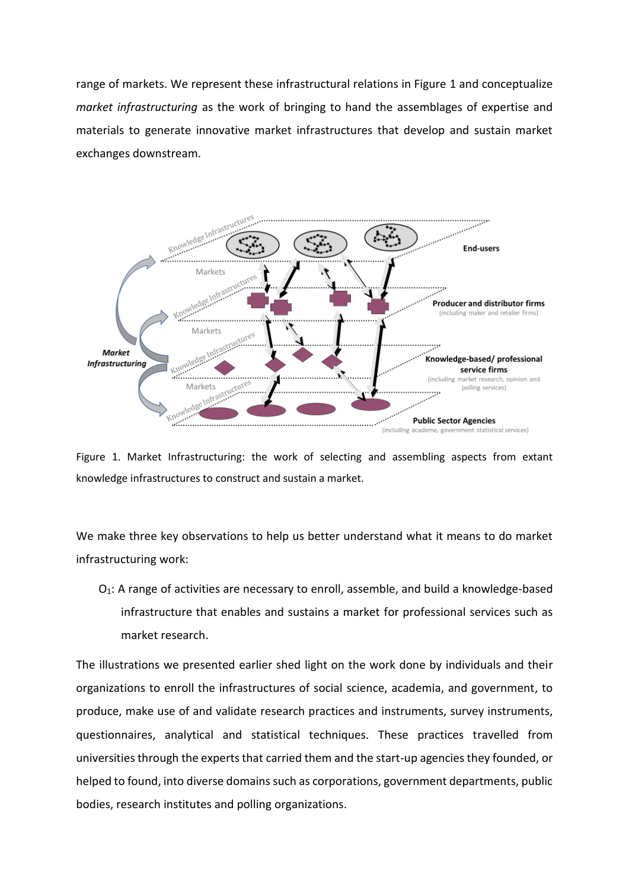range of markets. We represent these infrastructural relations in Figure 1 and conceptualize *market infrastructuring* as the work of bringing to hand the assemblages of expertise and materials to generate innovative market infrastructures that develop and sustain market exchanges downstream.

Figure 1. Market Infrastructuring: the work of selecting and assembling aspects from extant knowledge infrastructures to construct and sustain a market.

We make three key observations to help us better understand what it means to do market infrastructuring work:

$O_1$: A range of activities are necessary to enroll, assemble, and build a knowledge-based infrastructure that enables and sustains a market for professional services such as market research.

The illustrations we presented earlier shed light on the work done by individuals and their organizations to enroll the infrastructures of social science, academia, and government, to produce, make use of and validate research practices and instruments, survey instruments, questionnaires, analytical and statistical techniques. These practices travelled from universities through the experts that carried them and the start-up agencies they founded, or helped to found, into diverse domains such as corporations, government departments, public bodies, research institutes and polling organizations.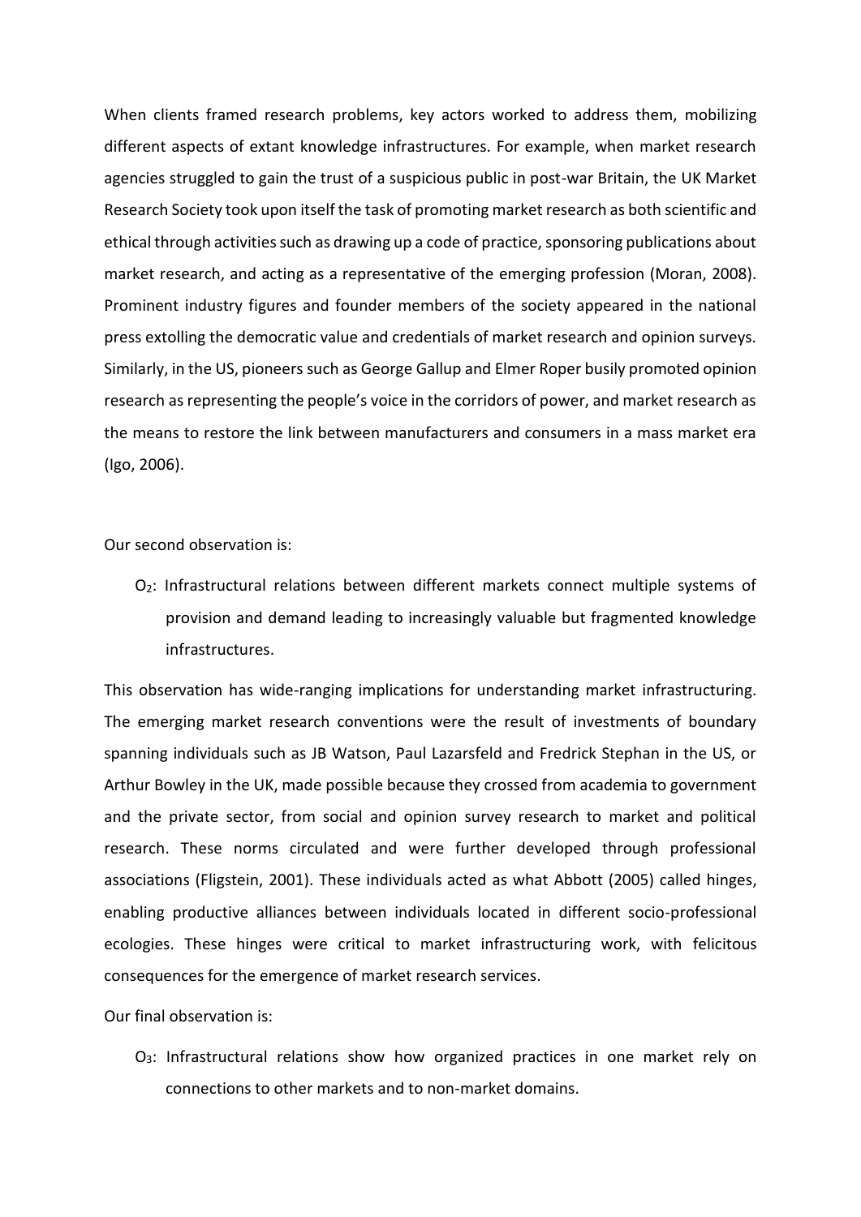When clients framed research problems, key actors worked to address them, mobilizing different aspects of extant knowledge infrastructures. For example, when market research agencies struggled to gain the trust of a suspicious public in post-war Britain, the UK Market Research Society took upon itself the task of promoting market research as both scientific and ethical through activities such as drawing up a code of practice, sponsoring publications about market research, and acting as a representative of the emerging profession (Moran, 2008). Prominent industry figures and founder members of the society appeared in the national press extolling the democratic value and credentials of market research and opinion surveys. Similarly, in the US, pioneers such as George Gallup and Elmer Roper busily promoted opinion research as representing the people's voice in the corridors of power, and market research as the means to restore the link between manufacturers and consumers in a mass market era (Igo, 2006).

Our second observation is:

> $O_2$: Infrastructural relations between different markets connect multiple systems of provision and demand leading to increasingly valuable but fragmented knowledge infrastructures.

This observation has wide-ranging implications for understanding market infrastructuring. The emerging market research conventions were the result of investments of boundary spanning individuals such as JB Watson, Paul Lazarsfeld and Fredrick Stephan in the US, or Arthur Bowley in the UK, made possible because they crossed from academia to government and the private sector, from social and opinion survey research to market and political research. These norms circulated and were further developed through professional associations (Fligstein, 2001). These individuals acted as what Abbott (2005) called hinges, enabling productive alliances between individuals located in different socio-professional ecologies. These hinges were critical to market infrastructuring work, with felicitous consequences for the emergence of market research services.

Our final observation is:

> $O_3$: Infrastructural relations show how organized practices in one market rely on connections to other markets and to non-market domains.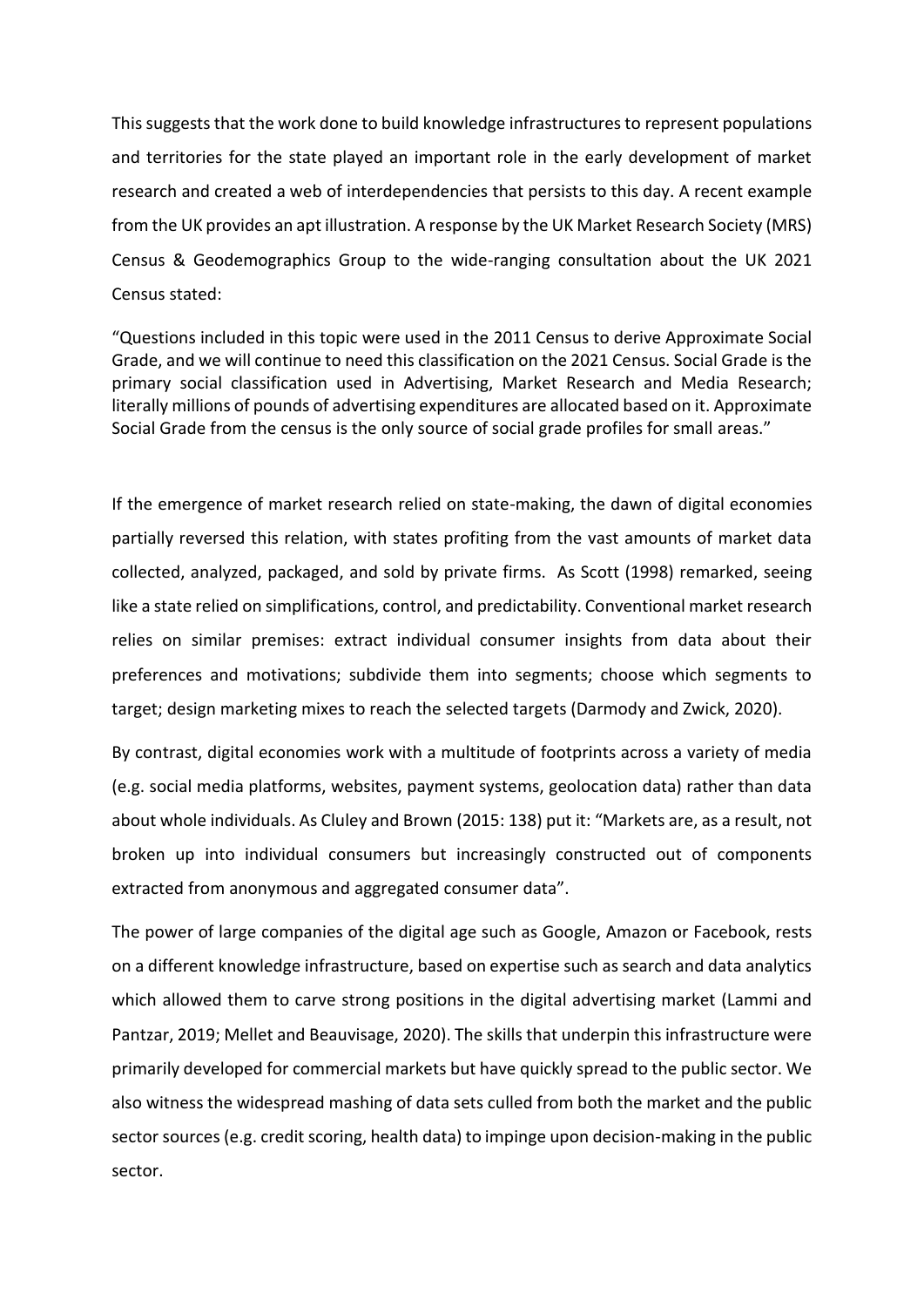This suggests that the work done to build knowledge infrastructures to represent populations and territories for the state played an important role in the early development of market research and created a web of interdependencies that persists to this day. A recent example from the UK provides an apt illustration. A response by the UK Market Research Society (MRS) Census & Geodemographics Group to the wide-ranging consultation about the UK 2021 Census stated:

> "Questions included in this topic were used in the 2011 Census to derive Approximate Social Grade, and we will continue to need this classification on the 2021 Census. Social Grade is the primary social classification used in Advertising, Market Research and Media Research; literally millions of pounds of advertising expenditures are allocated based on it. Approximate Social Grade from the census is the only source of social grade profiles for small areas."

If the emergence of market research relied on state-making, the dawn of digital economies partially reversed this relation, with states profiting from the vast amounts of market data collected, analyzed, packaged, and sold by private firms. As Scott (1998) remarked, seeing like a state relied on simplifications, control, and predictability. Conventional market research relies on similar premises: extract individual consumer insights from data about their preferences and motivations; subdivide them into segments; choose which segments to target; design marketing mixes to reach the selected targets (Darmody and Zwick, 2020).

By contrast, digital economies work with a multitude of footprints across a variety of media (e.g. social media platforms, websites, payment systems, geolocation data) rather than data about whole individuals. As Cluley and Brown (2015: 138) put it: "Markets are, as a result, not broken up into individual consumers but increasingly constructed out of components extracted from anonymous and aggregated consumer data".

The power of large companies of the digital age such as Google, Amazon or Facebook, rests on a different knowledge infrastructure, based on expertise such as search and data analytics which allowed them to carve strong positions in the digital advertising market (Lammi and Pantzar, 2019; Mellet and Beauvisage, 2020). The skills that underpin this infrastructure were primarily developed for commercial markets but have quickly spread to the public sector. We also witness the widespread mashing of data sets culled from both the market and the public sector sources (e.g. credit scoring, health data) to impinge upon decision-making in the public sector.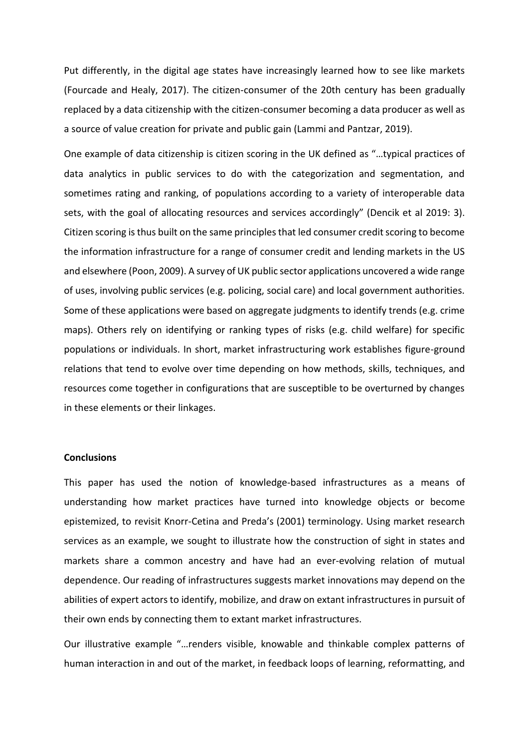Put differently, in the digital age states have increasingly learned how to see like markets (Fourcade and Healy, 2017). The citizen-consumer of the 20th century has been gradually replaced by a data citizenship with the citizen-consumer becoming a data producer as well as a source of value creation for private and public gain (Lammi and Pantzar, 2019).

One example of data citizenship is citizen scoring in the UK defined as "…typical practices of data analytics in public services to do with the categorization and segmentation, and sometimes rating and ranking, of populations according to a variety of interoperable data sets, with the goal of allocating resources and services accordingly" (Dencik et al 2019: 3). Citizen scoring is thus built on the same principles that led consumer credit scoring to become the information infrastructure for a range of consumer credit and lending markets in the US and elsewhere (Poon, 2009). A survey of UK public sector applications uncovered a wide range of uses, involving public services (e.g. policing, social care) and local government authorities. Some of these applications were based on aggregate judgments to identify trends (e.g. crime maps). Others rely on identifying or ranking types of risks (e.g. child welfare) for specific populations or individuals. In short, market infrastructuring work establishes figure-ground relations that tend to evolve over time depending on how methods, skills, techniques, and resources come together in configurations that are susceptible to be overturned by changes in these elements or their linkages.

**Conclusions**

This paper has used the notion of knowledge-based infrastructures as a means of understanding how market practices have turned into knowledge objects or become epistemized, to revisit Knorr-Cetina and Preda's (2001) terminology. Using market research services as an example, we sought to illustrate how the construction of sight in states and markets share a common ancestry and have had an ever-evolving relation of mutual dependence. Our reading of infrastructures suggests market innovations may depend on the abilities of expert actors to identify, mobilize, and draw on extant infrastructures in pursuit of their own ends by connecting them to extant market infrastructures.

Our illustrative example "…renders visible, knowable and thinkable complex patterns of human interaction in and out of the market, in feedback loops of learning, reformatting, and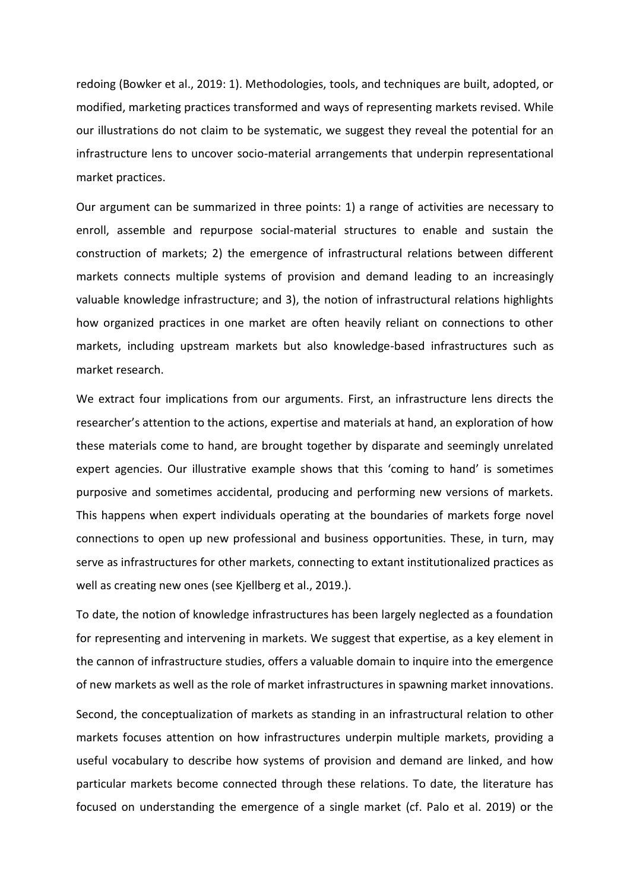redoing (Bowker et al., 2019: 1). Methodologies, tools, and techniques are built, adopted, or modified, marketing practices transformed and ways of representing markets revised. While our illustrations do not claim to be systematic, we suggest they reveal the potential for an infrastructure lens to uncover socio-material arrangements that underpin representational market practices.

Our argument can be summarized in three points: 1) a range of activities are necessary to enroll, assemble and repurpose social-material structures to enable and sustain the construction of markets; 2) the emergence of infrastructural relations between different markets connects multiple systems of provision and demand leading to an increasingly valuable knowledge infrastructure; and 3), the notion of infrastructural relations highlights how organized practices in one market are often heavily reliant on connections to other markets, including upstream markets but also knowledge-based infrastructures such as market research.

We extract four implications from our arguments. First, an infrastructure lens directs the researcher's attention to the actions, expertise and materials at hand, an exploration of how these materials come to hand, are brought together by disparate and seemingly unrelated expert agencies. Our illustrative example shows that this 'coming to hand' is sometimes purposive and sometimes accidental, producing and performing new versions of markets. This happens when expert individuals operating at the boundaries of markets forge novel connections to open up new professional and business opportunities. These, in turn, may serve as infrastructures for other markets, connecting to extant institutionalized practices as well as creating new ones (see Kjellberg et al., 2019.).

To date, the notion of knowledge infrastructures has been largely neglected as a foundation for representing and intervening in markets. We suggest that expertise, as a key element in the cannon of infrastructure studies, offers a valuable domain to inquire into the emergence of new markets as well as the role of market infrastructures in spawning market innovations.

Second, the conceptualization of markets as standing in an infrastructural relation to other markets focuses attention on how infrastructures underpin multiple markets, providing a useful vocabulary to describe how systems of provision and demand are linked, and how particular markets become connected through these relations. To date, the literature has focused on understanding the emergence of a single market (cf. Palo et al. 2019) or the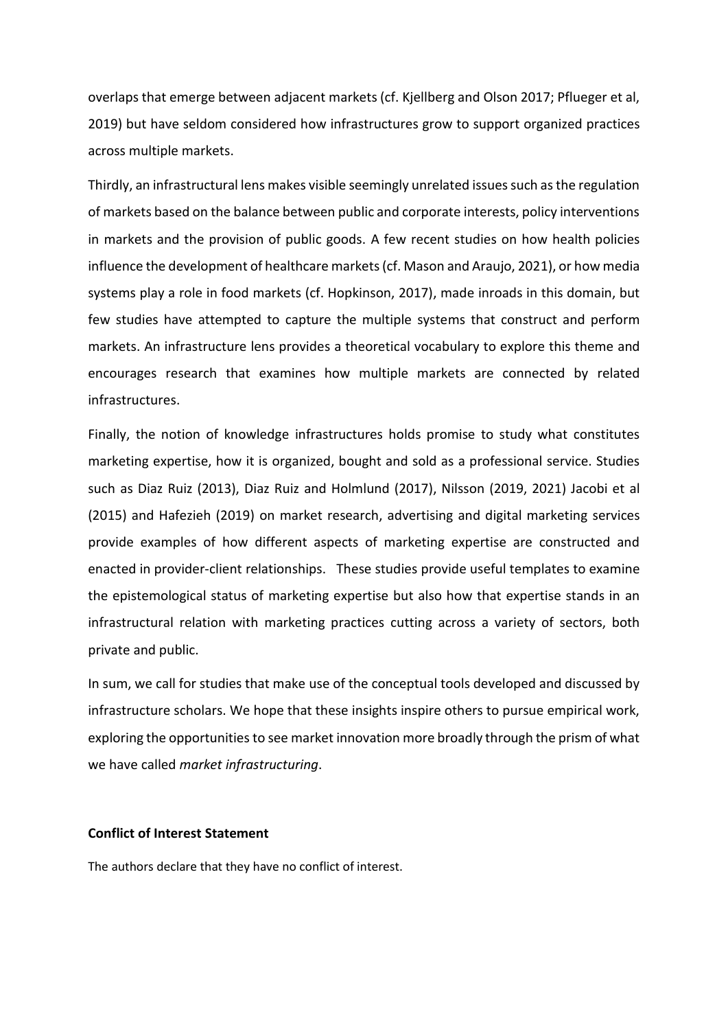overlaps that emerge between adjacent markets (cf. Kjellberg and Olson 2017; Pflueger et al, 2019) but have seldom considered how infrastructures grow to support organized practices across multiple markets.

Thirdly, an infrastructural lens makes visible seemingly unrelated issues such as the regulation of markets based on the balance between public and corporate interests, policy interventions in markets and the provision of public goods. A few recent studies on how health policies influence the development of healthcare markets (cf. Mason and Araujo, 2021), or how media systems play a role in food markets (cf. Hopkinson, 2017), made inroads in this domain, but few studies have attempted to capture the multiple systems that construct and perform markets. An infrastructure lens provides a theoretical vocabulary to explore this theme and encourages research that examines how multiple markets are connected by related infrastructures.

Finally, the notion of knowledge infrastructures holds promise to study what constitutes marketing expertise, how it is organized, bought and sold as a professional service. Studies such as Diaz Ruiz (2013), Diaz Ruiz and Holmlund (2017), Nilsson (2019, 2021) Jacobi et al (2015) and Hafezieh (2019) on market research, advertising and digital marketing services provide examples of how different aspects of marketing expertise are constructed and enacted in provider-client relationships. These studies provide useful templates to examine the epistemological status of marketing expertise but also how that expertise stands in an infrastructural relation with marketing practices cutting across a variety of sectors, both private and public.

In sum, we call for studies that make use of the conceptual tools developed and discussed by infrastructure scholars. We hope that these insights inspire others to pursue empirical work, exploring the opportunities to see market innovation more broadly through the prism of what we have called *market infrastructuring*.

**Conflict of Interest Statement**

The authors declare that they have no conflict of interest.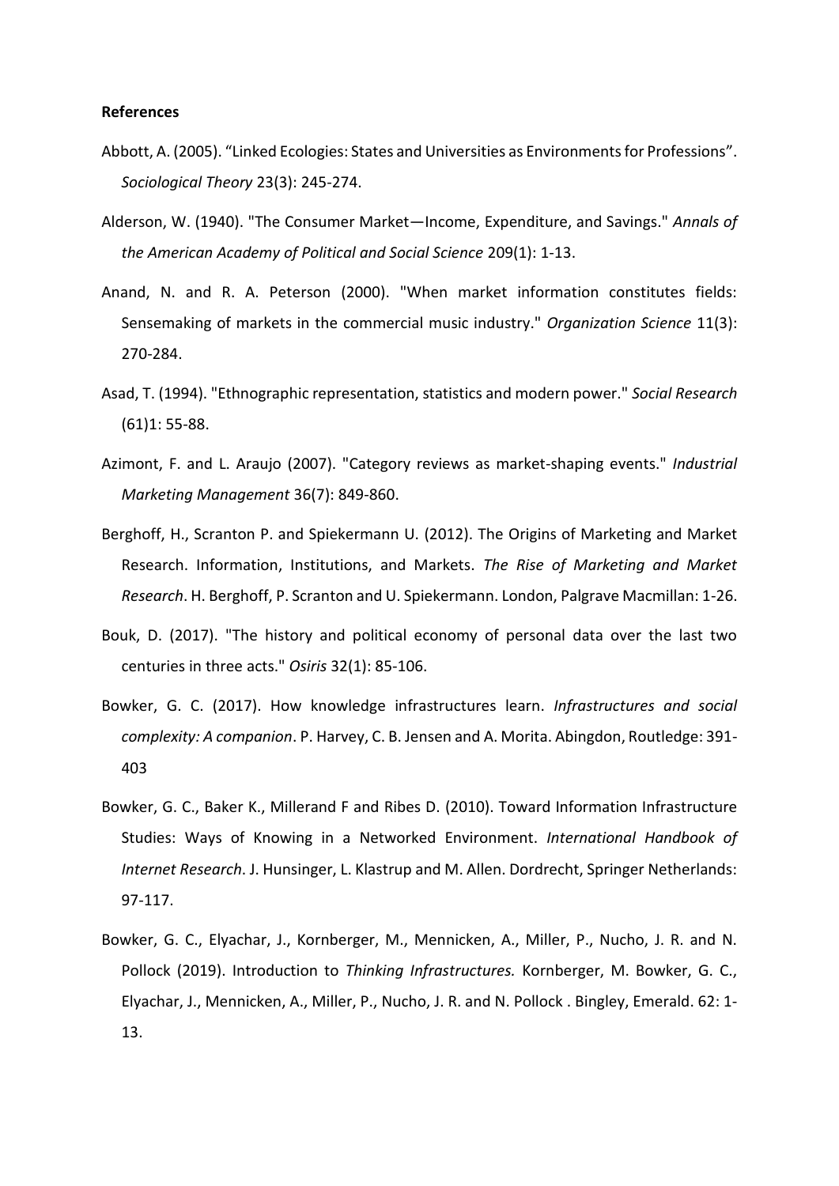**References**

Abbott, A. (2005). “Linked Ecologies: States and Universities as Environments for Professions”. *Sociological Theory* 23(3): 245-274.

Alderson, W. (1940). "The Consumer Market—Income, Expenditure, and Savings." *Annals of the American Academy of Political and Social Science* 209(1): 1-13.

Anand, N. and R. A. Peterson (2000). "When market information constitutes fields: Sensemaking of markets in the commercial music industry." *Organization Science* 11(3): 270-284.

Asad, T. (1994). "Ethnographic representation, statistics and modern power." *Social Research* (61)1: 55-88.

Azimont, F. and L. Araujo (2007). "Category reviews as market-shaping events." *Industrial Marketing Management* 36(7): 849-860.

Berghoff, H., Scranton P. and Spiekermann U. (2012). The Origins of Marketing and Market Research. Information, Institutions, and Markets. *The Rise of Marketing and Market Research*. H. Berghoff, P. Scranton and U. Spiekermann. London, Palgrave Macmillan: 1-26.

Bouk, D. (2017). "The history and political economy of personal data over the last two centuries in three acts." *Osiris* 32(1): 85-106.

Bowker, G. C. (2017). How knowledge infrastructures learn. *Infrastructures and social complexity: A companion*. P. Harvey, C. B. Jensen and A. Morita. Abingdon, Routledge: 391-403

Bowker, G. C., Baker K., Millerand F and Ribes D. (2010). Toward Information Infrastructure Studies: Ways of Knowing in a Networked Environment. *International Handbook of Internet Research*. J. Hunsinger, L. Klastrup and M. Allen. Dordrecht, Springer Netherlands: 97-117.

Bowker, G. C., Elyachar, J., Kornberger, M., Mennicken, A., Miller, P., Nucho, J. R. and N. Pollock (2019). Introduction to *Thinking Infrastructures.* Kornberger, M. Bowker, G. C., Elyachar, J., Mennicken, A., Miller, P., Nucho, J. R. and N. Pollock . Bingley, Emerald. 62: 1-13.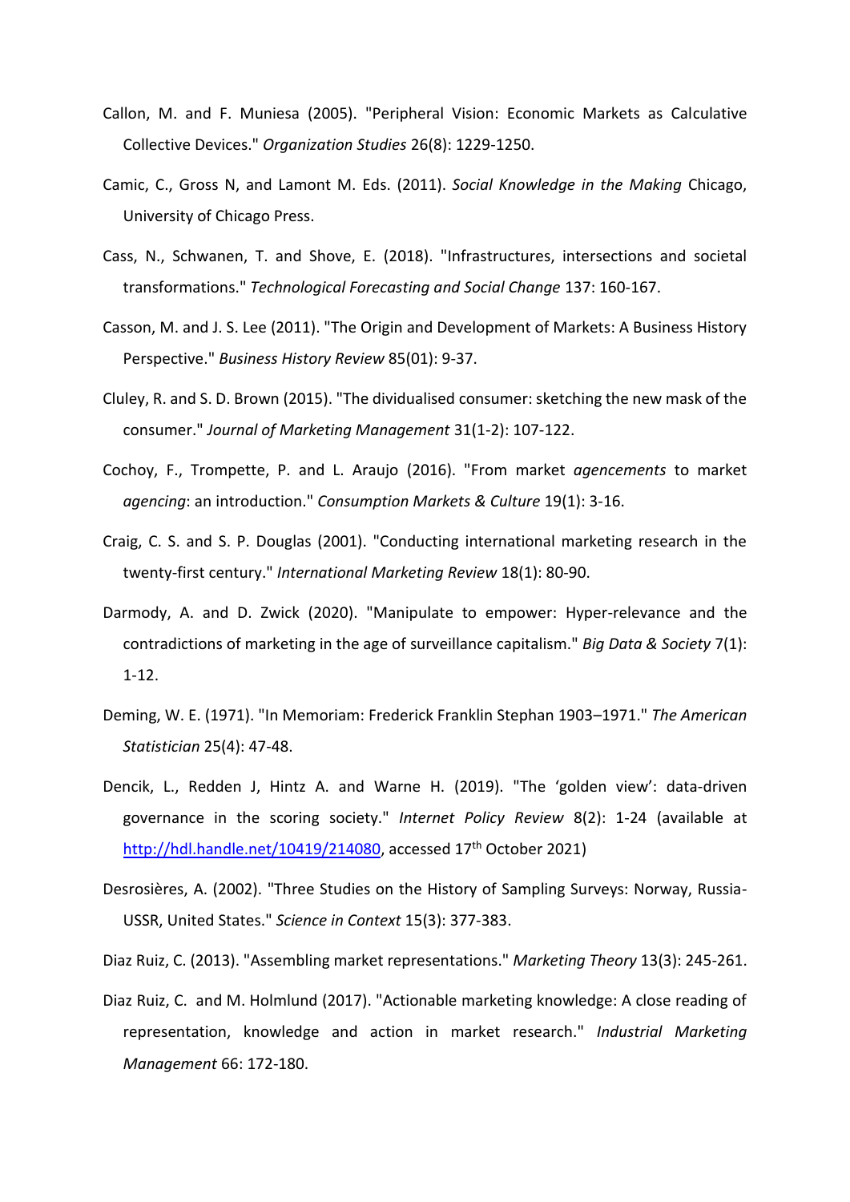Callon, M. and F. Muniesa (2005). "Peripheral Vision: Economic Markets as Calculative Collective Devices." *Organization Studies* 26(8): 1229-1250.

Camic, C., Gross N, and Lamont M. Eds. (2011). *Social Knowledge in the Making* Chicago, University of Chicago Press.

Cass, N., Schwanen, T. and Shove, E. (2018). "Infrastructures, intersections and societal transformations." *Technological Forecasting and Social Change* 137: 160-167.

Casson, M. and J. S. Lee (2011). "The Origin and Development of Markets: A Business History Perspective." *Business History Review* 85(01): 9-37.

Cluley, R. and S. D. Brown (2015). "The dividualised consumer: sketching the new mask of the consumer." *Journal of Marketing Management* 31(1-2): 107-122.

Cochoy, F., Trompette, P. and L. Araujo (2016). "From market *agencements* to market *agencing*: an introduction." *Consumption Markets & Culture* 19(1): 3-16.

Craig, C. S. and S. P. Douglas (2001). "Conducting international marketing research in the twenty-first century." *International Marketing Review* 18(1): 80-90.

Darmody, A. and D. Zwick (2020). "Manipulate to empower: Hyper-relevance and the contradictions of marketing in the age of surveillance capitalism." *Big Data & Society* 7(1): 1-12.

Deming, W. E. (1971). "In Memoriam: Frederick Franklin Stephan 1903–1971." *The American Statistician* 25(4): 47-48.

Dencik, L., Redden J, Hintz A. and Warne H. (2019). "The 'golden view': data-driven governance in the scoring society." *Internet Policy Review* 8(2): 1-24 (available at http://hdl.handle.net/10419/214080, accessed 17th October 2021)

Desrosières, A. (2002). "Three Studies on the History of Sampling Surveys: Norway, Russia-USSR, United States." *Science in Context* 15(3): 377-383.

Diaz Ruiz, C. (2013). "Assembling market representations." *Marketing Theory* 13(3): 245-261.

Diaz Ruiz, C. and M. Holmlund (2017). "Actionable marketing knowledge: A close reading of representation, knowledge and action in market research." *Industrial Marketing Management* 66: 172-180.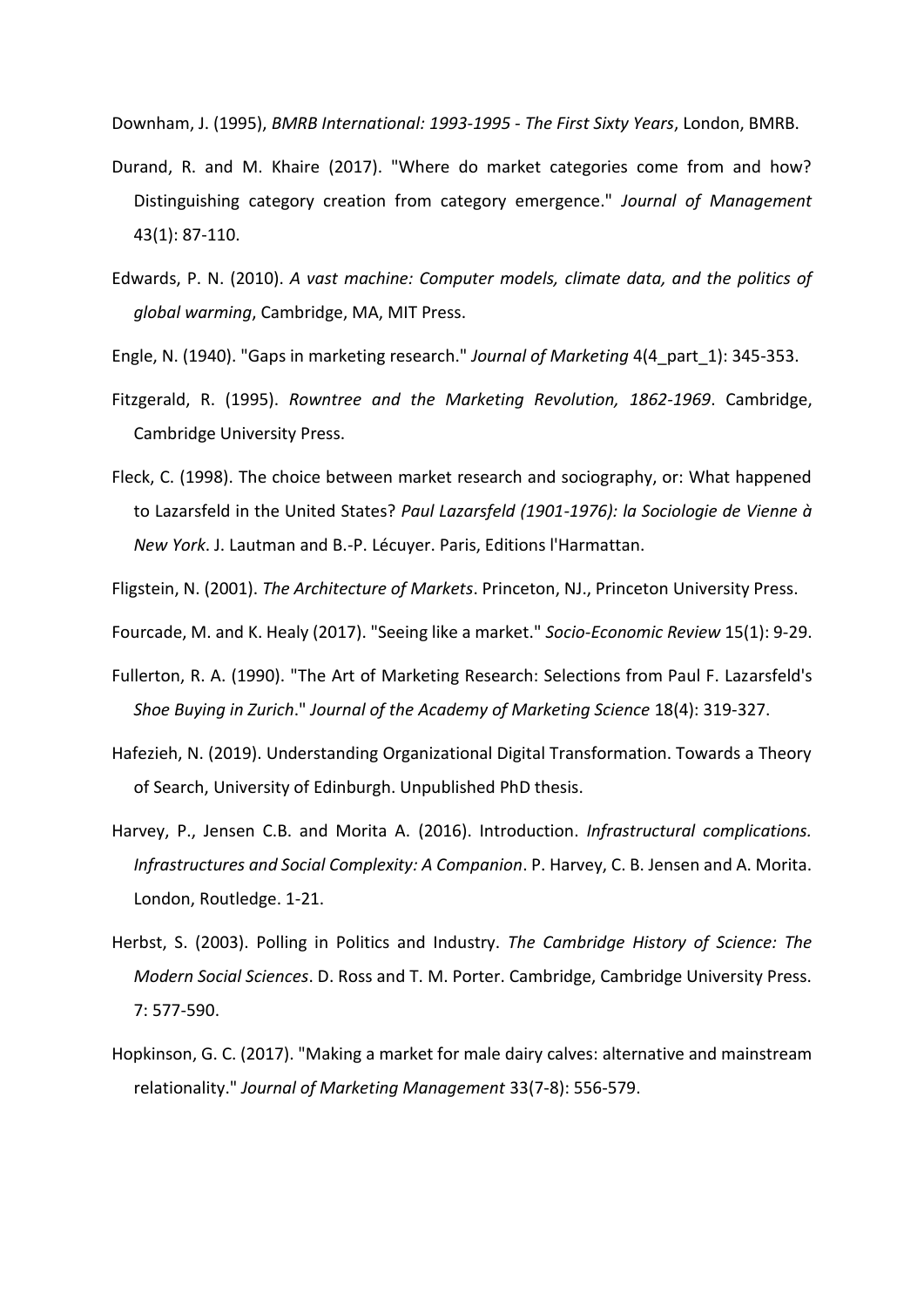Downham, J. (1995), *BMRB International: 1993-1995 - The First Sixty Years*, London, BMRB.

Durand, R. and M. Khaire (2017). "Where do market categories come from and how? Distinguishing category creation from category emergence." *Journal of Management* 43(1): 87-110.

Edwards, P. N. (2010). *A vast machine: Computer models, climate data, and the politics of global warming*, Cambridge, MA, MIT Press.

Engle, N. (1940). "Gaps in marketing research." *Journal of Marketing* 4(4_part_1): 345-353.

Fitzgerald, R. (1995). *Rowntree and the Marketing Revolution, 1862-1969*. Cambridge, Cambridge University Press.

Fleck, C. (1998). The choice between market research and sociography, or: What happened to Lazarsfeld in the United States? *Paul Lazarsfeld (1901-1976): la Sociologie de Vienne à New York*. J. Lautman and B.-P. Lécuyer. Paris, Editions l'Harmattan.

Fligstein, N. (2001). *The Architecture of Markets*. Princeton, NJ., Princeton University Press.

Fourcade, M. and K. Healy (2017). "Seeing like a market." *Socio-Economic Review* 15(1): 9-29.

Fullerton, R. A. (1990). "The Art of Marketing Research: Selections from Paul F. Lazarsfeld's *Shoe Buying in Zurich*." *Journal of the Academy of Marketing Science* 18(4): 319-327.

Hafezieh, N. (2019). Understanding Organizational Digital Transformation. Towards a Theory of Search, University of Edinburgh. Unpublished PhD thesis.

Harvey, P., Jensen C.B. and Morita A. (2016). Introduction. *Infrastructural complications. Infrastructures and Social Complexity: A Companion*. P. Harvey, C. B. Jensen and A. Morita. London, Routledge. 1-21.

Herbst, S. (2003). Polling in Politics and Industry. *The Cambridge History of Science: The Modern Social Sciences*. D. Ross and T. M. Porter. Cambridge, Cambridge University Press. 7: 577-590.

Hopkinson, G. C. (2017). "Making a market for male dairy calves: alternative and mainstream relationality." *Journal of Marketing Management* 33(7-8): 556-579.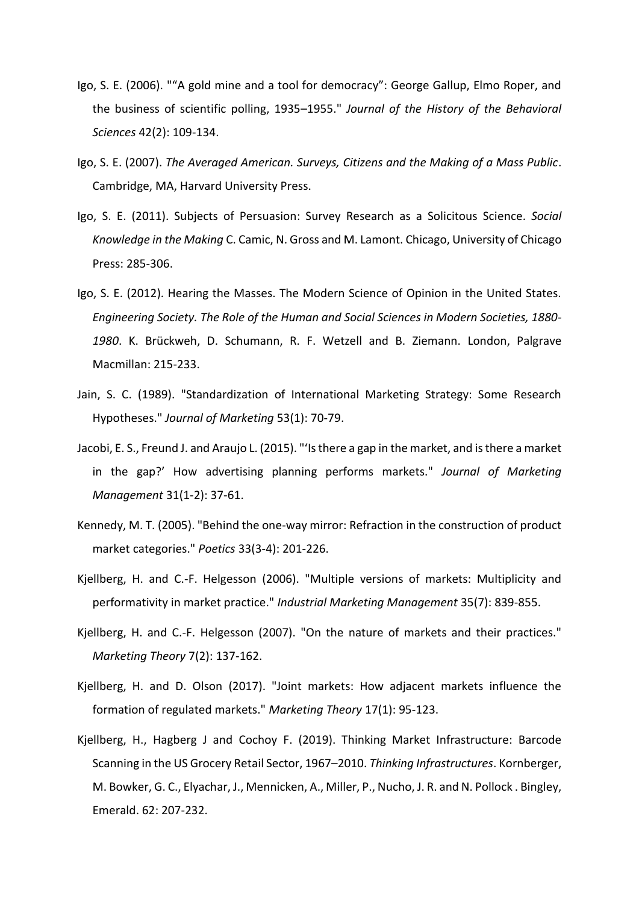Igo, S. E. (2006). "“A gold mine and a tool for democracy”: George Gallup, Elmo Roper, and the business of scientific polling, 1935–1955." *Journal of the History of the Behavioral Sciences* 42(2): 109-134.

Igo, S. E. (2007). *The Averaged American. Surveys, Citizens and the Making of a Mass Public*. Cambridge, MA, Harvard University Press.

Igo, S. E. (2011). Subjects of Persuasion: Survey Research as a Solicitous Science. *Social Knowledge in the Making* C. Camic, N. Gross and M. Lamont. Chicago, University of Chicago Press: 285-306.

Igo, S. E. (2012). Hearing the Masses. The Modern Science of Opinion in the United States. *Engineering Society. The Role of the Human and Social Sciences in Modern Societies, 1880-1980*. K. Brückweh, D. Schumann, R. F. Wetzell and B. Ziemann. London, Palgrave Macmillan: 215-233.

Jain, S. C. (1989). "Standardization of International Marketing Strategy: Some Research Hypotheses." *Journal of Marketing* 53(1): 70-79.

Jacobi, E. S., Freund J. and Araujo L. (2015). "‘Is there a gap in the market, and is there a market in the gap?’ How advertising planning performs markets." *Journal of Marketing Management* 31(1-2): 37-61.

Kennedy, M. T. (2005). "Behind the one-way mirror: Refraction in the construction of product market categories." *Poetics* 33(3-4): 201-226.

Kjellberg, H. and C.-F. Helgesson (2006). "Multiple versions of markets: Multiplicity and performativity in market practice." *Industrial Marketing Management* 35(7): 839-855.

Kjellberg, H. and C.-F. Helgesson (2007). "On the nature of markets and their practices." *Marketing Theory* 7(2): 137-162.

Kjellberg, H. and D. Olson (2017). "Joint markets: How adjacent markets influence the formation of regulated markets." *Marketing Theory* 17(1): 95-123.

Kjellberg, H., Hagberg J and Cochoy F. (2019). Thinking Market Infrastructure: Barcode Scanning in the US Grocery Retail Sector, 1967–2010. *Thinking Infrastructures*. Kornberger, M. Bowker, G. C., Elyachar, J., Mennicken, A., Miller, P., Nucho, J. R. and N. Pollock . Bingley, Emerald. 62: 207-232.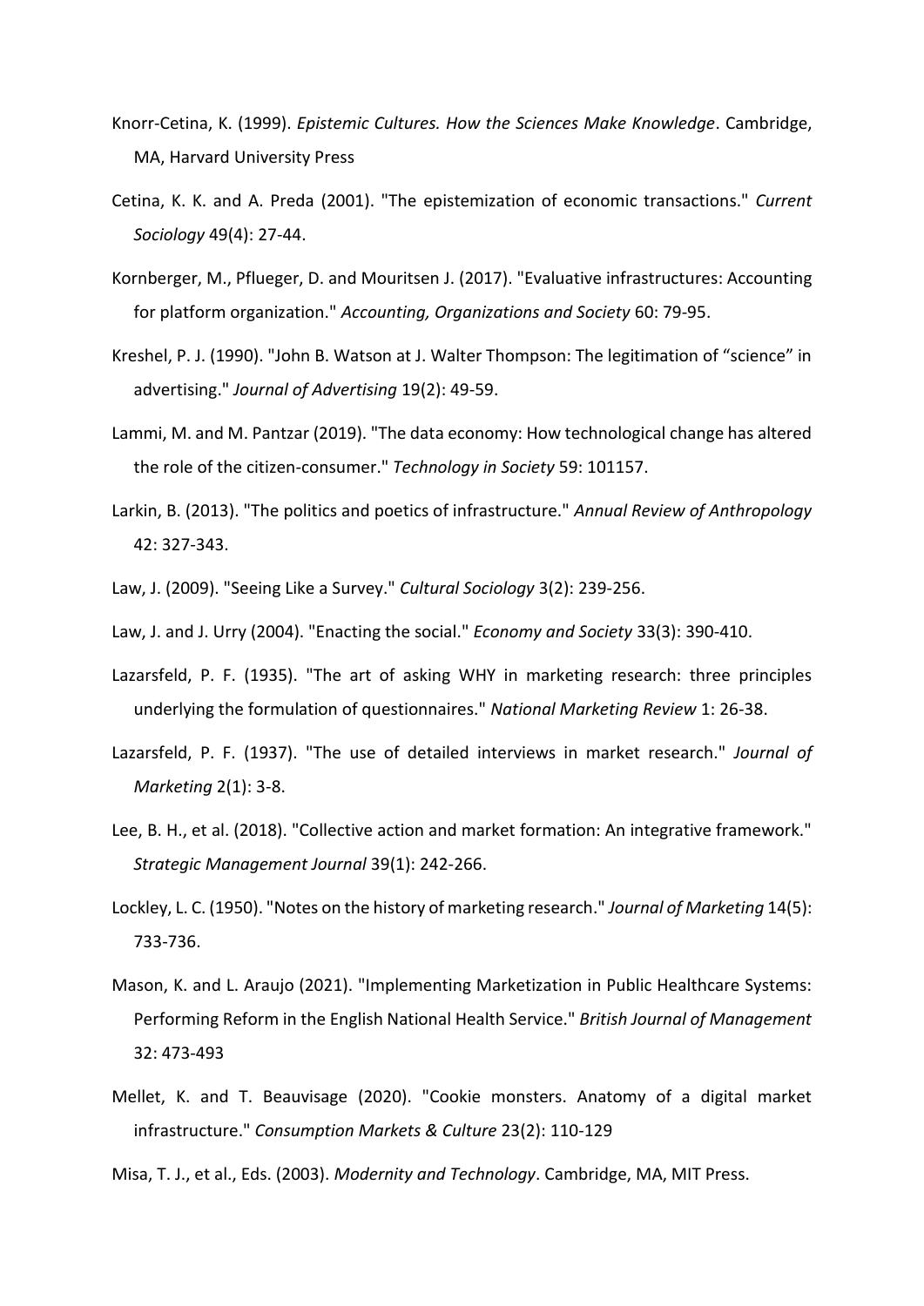Knorr-Cetina, K. (1999). *Epistemic Cultures. How the Sciences Make Knowledge*. Cambridge, MA, Harvard University Press

Cetina, K. K. and A. Preda (2001). "The epistemization of economic transactions." *Current Sociology* 49(4): 27-44.

Kornberger, M., Pflueger, D. and Mouritsen J. (2017). "Evaluative infrastructures: Accounting for platform organization." *Accounting, Organizations and Society* 60: 79-95.

Kreshel, P. J. (1990). "John B. Watson at J. Walter Thompson: The legitimation of "science" in advertising." *Journal of Advertising* 19(2): 49-59.

Lammi, M. and M. Pantzar (2019). "The data economy: How technological change has altered the role of the citizen-consumer." *Technology in Society* 59: 101157.

Larkin, B. (2013). "The politics and poetics of infrastructure." *Annual Review of Anthropology* 42: 327-343.

Law, J. (2009). "Seeing Like a Survey." *Cultural Sociology* 3(2): 239-256.

Law, J. and J. Urry (2004). "Enacting the social." *Economy and Society* 33(3): 390-410.

Lazarsfeld, P. F. (1935). "The art of asking WHY in marketing research: three principles underlying the formulation of questionnaires." *National Marketing Review* 1: 26-38.

Lazarsfeld, P. F. (1937). "The use of detailed interviews in market research." *Journal of Marketing* 2(1): 3-8.

Lee, B. H., et al. (2018). "Collective action and market formation: An integrative framework." *Strategic Management Journal* 39(1): 242-266.

Lockley, L. C. (1950). "Notes on the history of marketing research." *Journal of Marketing* 14(5): 733-736.

Mason, K. and L. Araujo (2021). "Implementing Marketization in Public Healthcare Systems: Performing Reform in the English National Health Service." *British Journal of Management* 32: 473-493

Mellet, K. and T. Beauvisage (2020). "Cookie monsters. Anatomy of a digital market infrastructure." *Consumption Markets & Culture* 23(2): 110-129

Misa, T. J., et al., Eds. (2003). *Modernity and Technology*. Cambridge, MA, MIT Press.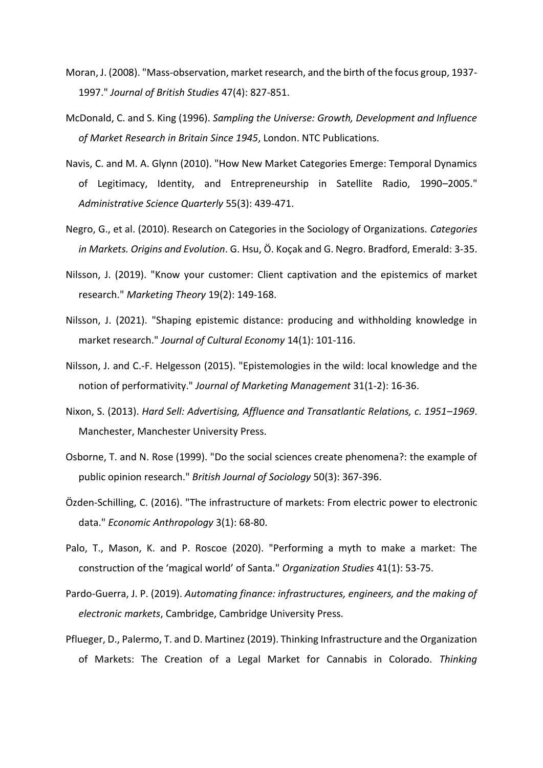Moran, J. (2008). "Mass-observation, market research, and the birth of the focus group, 1937-1997." *Journal of British Studies* 47(4): 827-851.

McDonald, C. and S. King (1996). *Sampling the Universe: Growth, Development and Influence of Market Research in Britain Since 1945*, London. NTC Publications.

Navis, C. and M. A. Glynn (2010). "How New Market Categories Emerge: Temporal Dynamics of Legitimacy, Identity, and Entrepreneurship in Satellite Radio, 1990–2005." *Administrative Science Quarterly* 55(3): 439-471.

Negro, G., et al. (2010). Research on Categories in the Sociology of Organizations. *Categories in Markets. Origins and Evolution*. G. Hsu, Ö. Koçak and G. Negro. Bradford, Emerald: 3-35.

Nilsson, J. (2019). "Know your customer: Client captivation and the epistemics of market research." *Marketing Theory* 19(2): 149-168.

Nilsson, J. (2021). "Shaping epistemic distance: producing and withholding knowledge in market research." *Journal of Cultural Economy* 14(1): 101-116.

Nilsson, J. and C.-F. Helgesson (2015). "Epistemologies in the wild: local knowledge and the notion of performativity." *Journal of Marketing Management* 31(1-2): 16-36.

Nixon, S. (2013). *Hard Sell: Advertising, Affluence and Transatlantic Relations, c. 1951–1969*. Manchester, Manchester University Press.

Osborne, T. and N. Rose (1999). "Do the social sciences create phenomena?: the example of public opinion research." *British Journal of Sociology* 50(3): 367-396.

Özden-Schilling, C. (2016). "The infrastructure of markets: From electric power to electronic data." *Economic Anthropology* 3(1): 68-80.

Palo, T., Mason, K. and P. Roscoe (2020). "Performing a myth to make a market: The construction of the 'magical world' of Santa." *Organization Studies* 41(1): 53-75.

Pardo-Guerra, J. P. (2019). *Automating finance: infrastructures, engineers, and the making of electronic markets*, Cambridge, Cambridge University Press.

Pflueger, D., Palermo, T. and D. Martinez (2019). Thinking Infrastructure and the Organization of Markets: The Creation of a Legal Market for Cannabis in Colorado. *Thinking*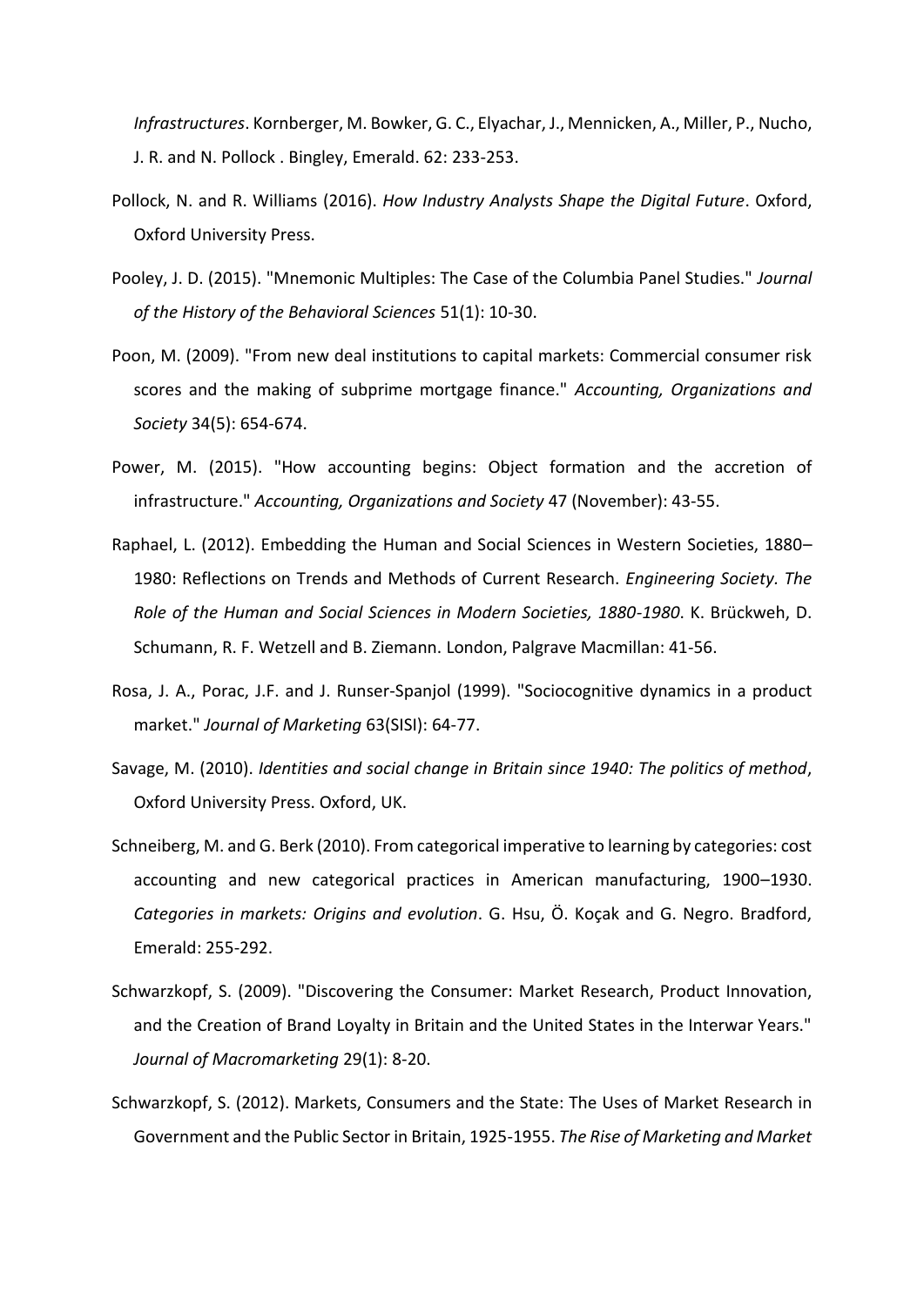*Infrastructures*. Kornberger, M. Bowker, G. C., Elyachar, J., Mennicken, A., Miller, P., Nucho, J. R. and N. Pollock . Bingley, Emerald. 62: 233-253.

Pollock, N. and R. Williams (2016). *How Industry Analysts Shape the Digital Future*. Oxford, Oxford University Press.

Pooley, J. D. (2015). "Mnemonic Multiples: The Case of the Columbia Panel Studies." *Journal of the History of the Behavioral Sciences* 51(1): 10-30.

Poon, M. (2009). "From new deal institutions to capital markets: Commercial consumer risk scores and the making of subprime mortgage finance." *Accounting, Organizations and Society* 34(5): 654-674.

Power, M. (2015). "How accounting begins: Object formation and the accretion of infrastructure." *Accounting, Organizations and Society* 47 (November): 43-55.

Raphael, L. (2012). Embedding the Human and Social Sciences in Western Societies, 1880–1980: Reflections on Trends and Methods of Current Research. *Engineering Society. The Role of the Human and Social Sciences in Modern Societies, 1880-1980*. K. Brückweh, D. Schumann, R. F. Wetzell and B. Ziemann. London, Palgrave Macmillan: 41-56.

Rosa, J. A., Porac, J.F. and J. Runser-Spanjol (1999). "Sociocognitive dynamics in a product market." *Journal of Marketing* 63(SISI): 64-77.

Savage, M. (2010). *Identities and social change in Britain since 1940: The politics of method*, Oxford University Press. Oxford, UK.

Schneiberg, M. and G. Berk (2010). From categorical imperative to learning by categories: cost accounting and new categorical practices in American manufacturing, 1900–1930. *Categories in markets: Origins and evolution*. G. Hsu, Ö. Koçak and G. Negro. Bradford, Emerald: 255-292.

Schwarzkopf, S. (2009). "Discovering the Consumer: Market Research, Product Innovation, and the Creation of Brand Loyalty in Britain and the United States in the Interwar Years." *Journal of Macromarketing* 29(1): 8-20.

Schwarzkopf, S. (2012). Markets, Consumers and the State: The Uses of Market Research in Government and the Public Sector in Britain, 1925-1955. *The Rise of Marketing and Market*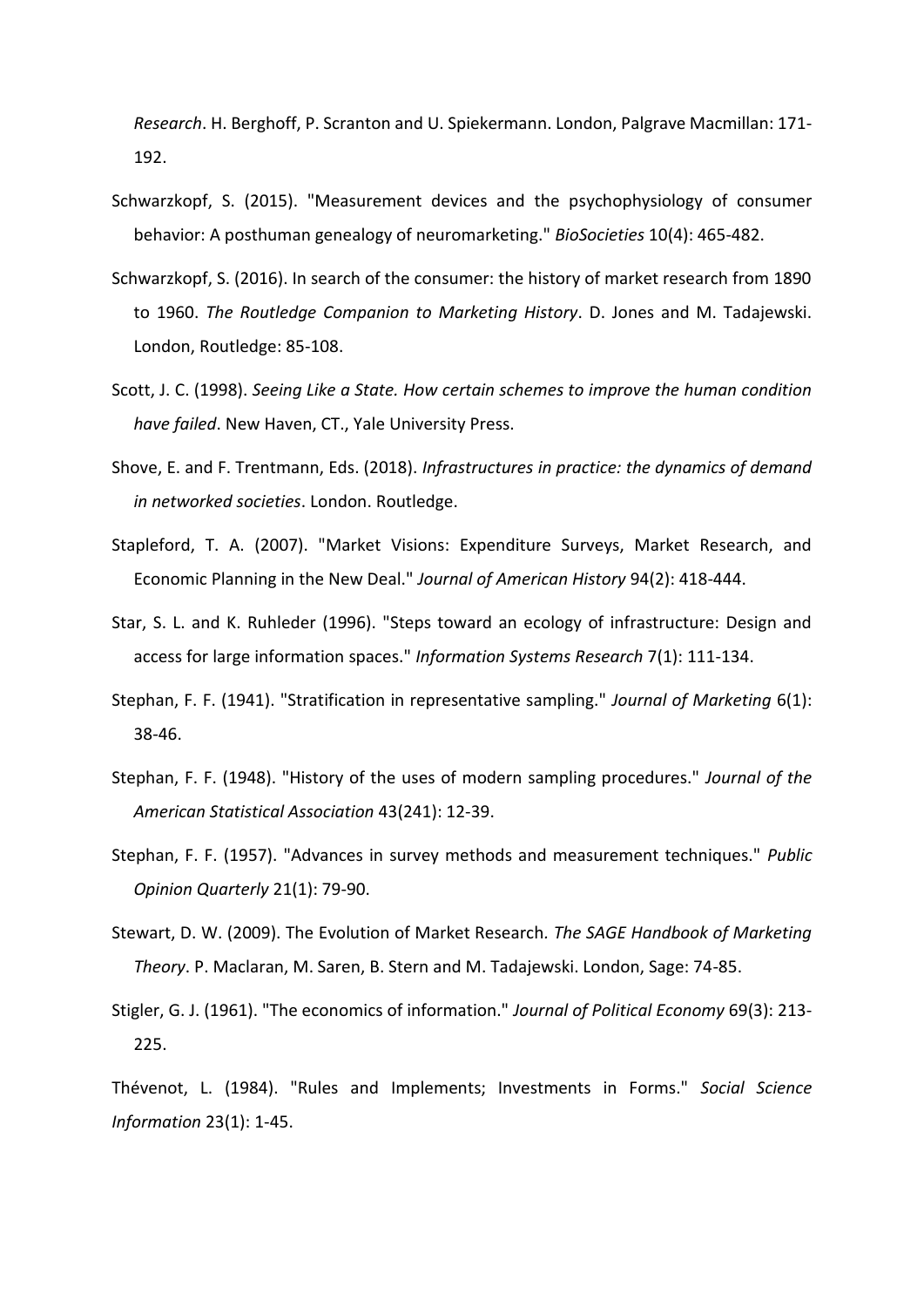*Research*. H. Berghoff, P. Scranton and U. Spiekermann. London, Palgrave Macmillan: 171-192.

Schwarzkopf, S. (2015). "Measurement devices and the psychophysiology of consumer behavior: A posthuman genealogy of neuromarketing." *BioSocieties* 10(4): 465-482.

Schwarzkopf, S. (2016). In search of the consumer: the history of market research from 1890 to 1960. *The Routledge Companion to Marketing History*. D. Jones and M. Tadajewski. London, Routledge: 85-108.

Scott, J. C. (1998). *Seeing Like a State. How certain schemes to improve the human condition have failed*. New Haven, CT., Yale University Press.

Shove, E. and F. Trentmann, Eds. (2018). *Infrastructures in practice: the dynamics of demand in networked societies*. London. Routledge.

Stapleford, T. A. (2007). "Market Visions: Expenditure Surveys, Market Research, and Economic Planning in the New Deal." *Journal of American History* 94(2): 418-444.

Star, S. L. and K. Ruhleder (1996). "Steps toward an ecology of infrastructure: Design and access for large information spaces." *Information Systems Research* 7(1): 111-134.

Stephan, F. F. (1941). "Stratification in representative sampling." *Journal of Marketing* 6(1): 38-46.

Stephan, F. F. (1948). "History of the uses of modern sampling procedures." *Journal of the American Statistical Association* 43(241): 12-39.

Stephan, F. F. (1957). "Advances in survey methods and measurement techniques." *Public Opinion Quarterly* 21(1): 79-90.

Stewart, D. W. (2009). The Evolution of Market Research. *The SAGE Handbook of Marketing Theory*. P. Maclaran, M. Saren, B. Stern and M. Tadajewski. London, Sage: 74-85.

Stigler, G. J. (1961). "The economics of information." *Journal of Political Economy* 69(3): 213-225.

Thévenot, L. (1984). "Rules and Implements; Investments in Forms." *Social Science Information* 23(1): 1-45.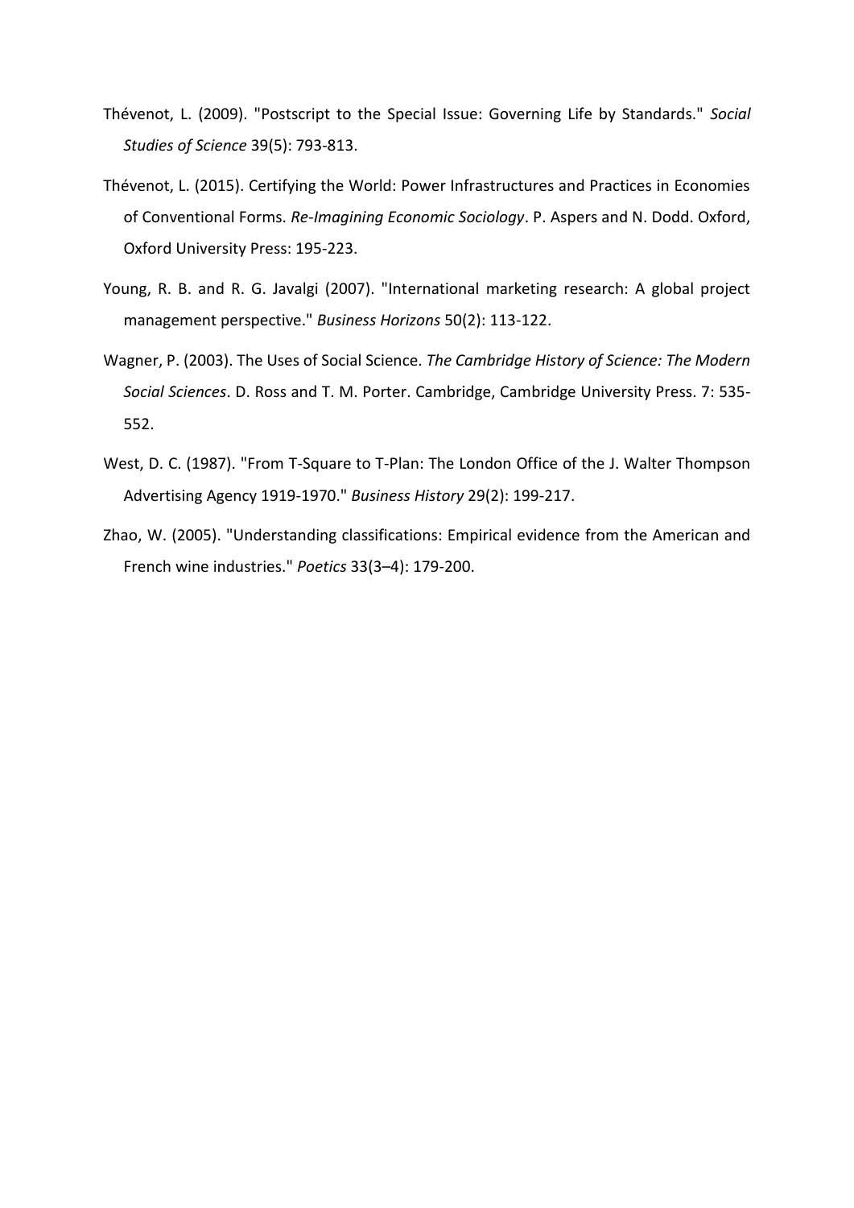Thévenot, L. (2009). "Postscript to the Special Issue: Governing Life by Standards." *Social Studies of Science* 39(5): 793-813.

Thévenot, L. (2015). Certifying the World: Power Infrastructures and Practices in Economies of Conventional Forms. *Re-Imagining Economic Sociology*. P. Aspers and N. Dodd. Oxford, Oxford University Press: 195-223.

Young, R. B. and R. G. Javalgi (2007). "International marketing research: A global project management perspective." *Business Horizons* 50(2): 113-122.

Wagner, P. (2003). The Uses of Social Science. *The Cambridge History of Science: The Modern Social Sciences*. D. Ross and T. M. Porter. Cambridge, Cambridge University Press. 7: 535-552.

West, D. C. (1987). "From T-Square to T-Plan: The London Office of the J. Walter Thompson Advertising Agency 1919-1970." *Business History* 29(2): 199-217.

Zhao, W. (2005). "Understanding classifications: Empirical evidence from the American and French wine industries." *Poetics* 33(3–4): 179-200.